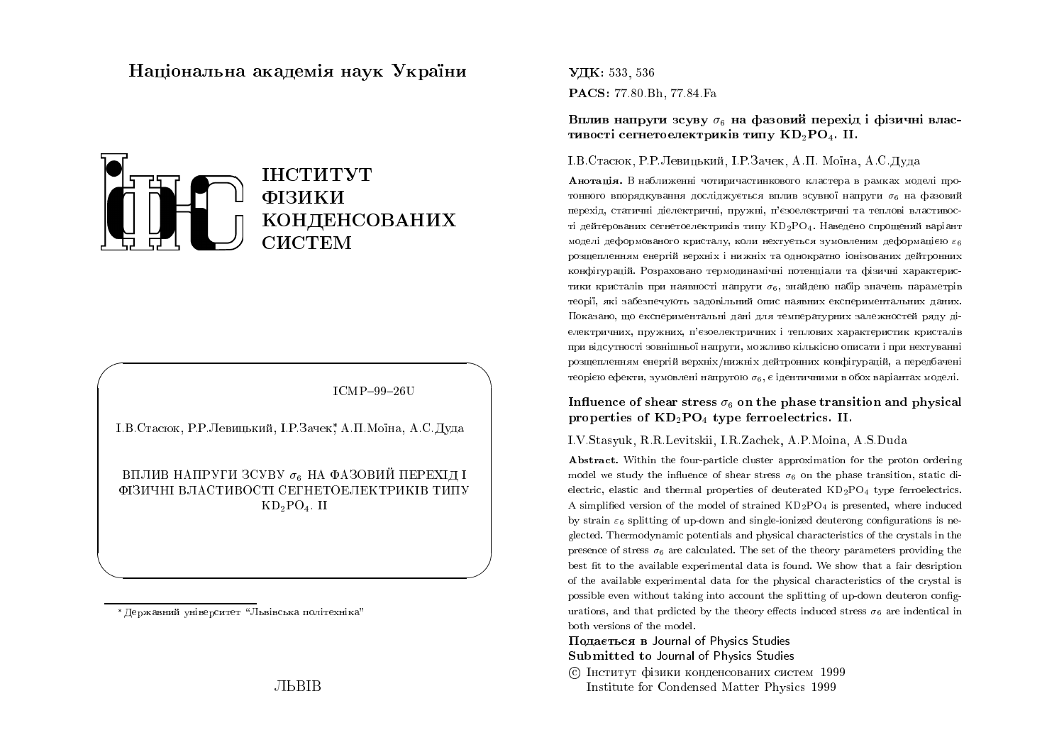Національна академія наук України

ІНСТИТУТ ФІЗИКИ КОНДЕНСОВАНИХ СИСТЕМ

ICMP–99–26U

І.В.Стасюк, Р.Р.Левицький, І.Р.Зачек*, А.П.Моїна, А.С.Дуда

ВПЛИВ НАПРУГИ ЗСУВУ $\sigma_6$ НА ФАЗОВИЙ ПЕРЕХІД І ФІЗИЧНІ ВЛАСТИВОСТІ СЕГНЕТОЕЛЕКТРИКІВ ТИПУ $KD_2PO_4$. II

* Державний університет "Львівська політехніка"

ЛЬВІВ

**УДК:** 533, 536

**PACS:** 77.80.Bh, 77.84.Fa

**Вплив напруги зсуву $\sigma_6$ на фазовий перехід і фізичні властивості сегнетоелектриків типу $KD_2PO_4$. II.**

І.В.Стасюк, Р.Р.Левицький, І.Р.Зачек, А.П. Моїна, А.С.Дуда

**Анотація.** В наближенні чотиричастинкового кластера в рамках моделі протонного впорядкування досліджується вплив зсувної напруги $\sigma_6$ на фазовий перехід, статичні діелектричні, пружні, п'єзоелектричні та теплові властивості дейтерованих сегнетоелектриків типу $KD_2PO_4$. Наведено спрощений варіант моделі деформованого кристалу, коли нехтується зумовленим деформацією $\varepsilon_6$ розщепленням енергій верхніх і нижніх та однократно іонізованих дейтронних конфігурацій. Розраховано термодинамічні потенціали та фізичні характеристики кристалів при наявності напруги $\sigma_6$, знайдено набір значень параметрів теорії, які забезпечують задовільний опис наявних експериментальних даних. Показано, що експериментальні дані для температурних залежностей ряду діелектричних, пружних, п'єзоелектричних і теплових характеристик кристалів при відсутності зовнішньої напруги, можливо кількісно описати і при нехтуванні розщепленням енергій верхніх/нижніх дейтронних конфігурацій, а передбачені теорією ефекти, зумовлені напругою $\sigma_6$, є ідентичними в обох варіантах моделі.

**Influence of shear stress $\sigma_6$ on the phase transition and physical properties of $KD_2PO_4$ type ferroelectrics. II.**

I.V.Stasyuk, R.R.Levitskii, I.R.Zachek, A.P.Moina, A.S.Duda

**Abstract.** Within the four-particle cluster approximation for the proton ordering model we study the influence of shear stress $\sigma_6$ on the phase transition, static dielectric, elastic and thermal properties of deuterated $KD_2PO_4$ type ferroelectrics. A simplified version of the model of strained $KD_2PO_4$ is presented, where induced by strain $\varepsilon_6$ splitting of up-down and single-ionized deuterong configurations is neglected. Thermodynamic potentials and physical characteristics of the crystals in the presence of stress $\sigma_6$ are calculated. The set of the theory parameters providing the best fit to the available experimental data is found. We show that a fair desription of the available experimental data for the physical characteristics of the crystal is possible even without taking into account the splitting of up-down deuteron configurations, and that prdicted by the theory effects induced stress $\sigma_6$ are indentical in both versions of the model.

**Подається в** Journal of Physics Studies
**Submitted to** Journal of Physics Studies

© Інститут фізики конденсованих систем 1999
Institute for Condensed Matter Physics 1999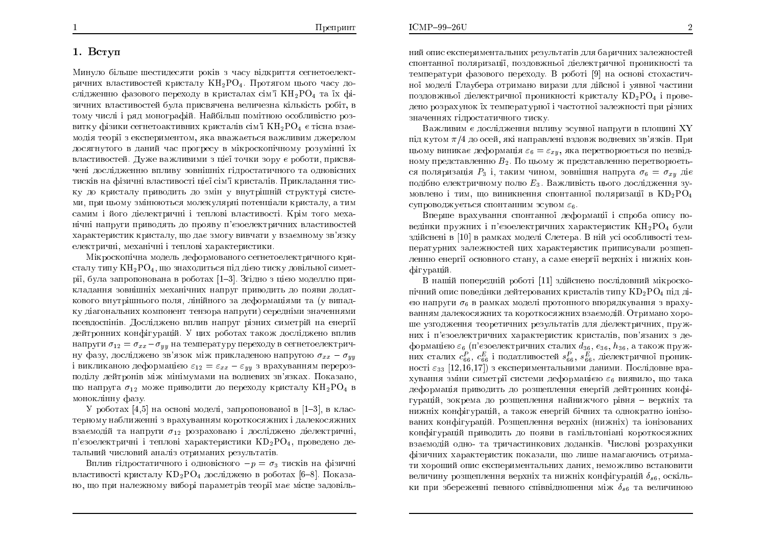# 1. Вступ

Минуло більше шестидесяти років з часу відкриття сегнетоелектричних властивостей кристалу $KH_2PO_4$. Протягом цього часу дослідженню фазового переходу в кристалах сім'ї $KH_2PO_4$ та їх фізичних властивостей була присвячена величезна кількість робіт, в тому числі і ряд монографій. Найбільш помітною особливістю розвитку фізики сегнетоактивних кристалів сім'ї $KH_2PO_4$ є тісна взаємодія теорії з експериментом, яка вважається важливим джерелом досягнутого в даний час прогресу в мікроскопічному розумінні їх властивостей. Дуже важливими з цієї точки зору є роботи, присвячені дослідженню впливу зовнішніх гідростатичного та одновісних тисків на фізичні властивості цієї сім'ї кристалів. Прикладання тиску до кристалу приводить до змін у внутрішній структурі системи, при цьому змінюються молекулярні потенціали кристалу, а тим самим і його діелектричні і теплові властивості. Крім того механічні напруги приводять до прояву п'єзоелектричних властивостей характеристик кристалу, що дає змогу вивчати у взаємному зв'язку електричні, механічні і теплові характеристики.

Мікроскопічна модель деформованого сегнетоелектричного кристалу типу $KH_2PO_4$, що знаходиться під дією тиску довільної симетрії, була запропонована в роботах [1–3]. Згідно з цією моделлю прикладання зовнішніх механічних напруг приводить до появи додаткового внутрішнього поля, лінійного за деформаціями та (у випадку діагональних компонент тензора напруги) середніми значеннями псевдоспінів. Досліджено вплив напруг різних симетрій на енергії дейтронних конфігурацій. У цих роботах також досліджено вплив напруги $\sigma_{12} = \sigma_{xx} - \sigma_{yy}$ на температуру переходу в сегнетоелектричну фазу, досліджено зв'язок між прикладеною напругою $\sigma_{xx} - \sigma_{yy}$ і викликаною деформацією $\varepsilon_{12} = \varepsilon_{xx} - \varepsilon_{yy}$ з врахуванням перерозподілу дейтронів між мінімумами на водневих зв'язках. Показано, що напруга $\sigma_{12}$ може приводити до переходу кристалу $KH_2PO_4$ в моноклінну фазу.

У роботах [4,5] на основі моделі, запропонованої в [1–3], в кластерному наближенні з врахуванням короткосяжних і далекосяжних взаємодій та напруги $\sigma_{12}$ розраховано і досліджено діелектричні, п'єзоелектричні і теплові характеристики $KD_2PO_4$, проведено детальний числовий аналіз отриманих результатів.

Вплив гідростатичного і одновісного $-p = \sigma_3$ тисків на фізичні властивості кристалу $KD_2PO_4$ досліджено в роботах [6–8]. Показано, що при належному виборі параметрів теорії має місце задовільний опис експериментальних результатів для баричних залежностей спонтанної поляризації, поздовжньої діелектричної проникності та температури фазового переходу. В роботі [9] на основі стохастичної моделі Глаубера отримано вирази для дійсної і уявної частини поздовжньої діелектричної проникності кристалу $KD_2PO_4$ і проведено розрахунок їх температурної і частотної залежності при різних значеннях гідростатичного тиску.

Важливим є дослідження впливу зсувної напруги в площині XY під кутом $\pi/4$ до осей, які направлені вздовж водневих зв'язків. При цьому виникає деформація $\varepsilon_6 = \varepsilon_{xy}$, яка перетворюється по незвідному представленню $B_2$. По цьому ж представленню перетворюється поляризація $P_3$ і, таким чином, зовнішня напруга $\sigma_6 = \sigma_{xy}$ діє подібно електричному полю $E_3$. Важливість цього дослідження зумовлено і тим, що виникнення спонтанної поляризації в $KD_2PO_4$ супроводжується спонтанним зсувом $\varepsilon_6$.

Вперше врахування спонтанної деформації і спроба опису поведінки пружних і п'єзоелектричних характеристик $KH_2PO_4$ були здійснені в [10] в рамках моделі Слетера. В ній усі особливості температурних залежностей цих характеристик приписували розщепленню енергії основного стану, а саме енергії верхніх і нижніх конфігурацій.

В нашій попередній роботі [11] здійснено послідовний мікроскопічний опис поведінки дейтерованих кристалів типу $KD_2PO_4$ під дією напруги $\sigma_6$ в рамках моделі протонного впорядкування з врахуванням далекосяжних та короткосяжних взаємодій. Отримано хороше узгодження теоретичних результатів для діелектричних, пружних і п'єзоелектричних характеристик кристалів, пов'язаних з деформацією $\varepsilon_6$ (п'єзоелектричних сталих $d_{36}$, $e_{36}$, $h_{36}$, а також пружних сталих $c_{66}^P$, $c_{66}^E$ і податливостей $s_{66}^P$, $s_{66}^E$, діелектричної проникності $\varepsilon_{33}$ [12,16,17]) з експериментальними даними. Послідовне врахування зміни симетрії системи деформацією $\varepsilon_6$ виявило, що така деформація приводить до розщеплення енергій дейтронних конфігурацій, зокрема до розщеплення найнижчого рівня – верхніх та нижніх конфігурацій, а також енергій бічних та однократно іонізованих конфігурацій. Розщеплення верхніх (нижніх) та іонізованих конфігурацій приводить до появи в гамільтоніані короткосяжних взаємодій одно- та тричастинкових доданків. Числові розрахунки фізичних характеристик показали, що лише намагаючись отримати хороший опис експериментальних даних, неможливо встановити величину розщеплення верхніх та нижніх конфігурацій $\delta_{s6}$, оскільки при збереженні певного співвідношення між $\delta_{s6}$ та величиною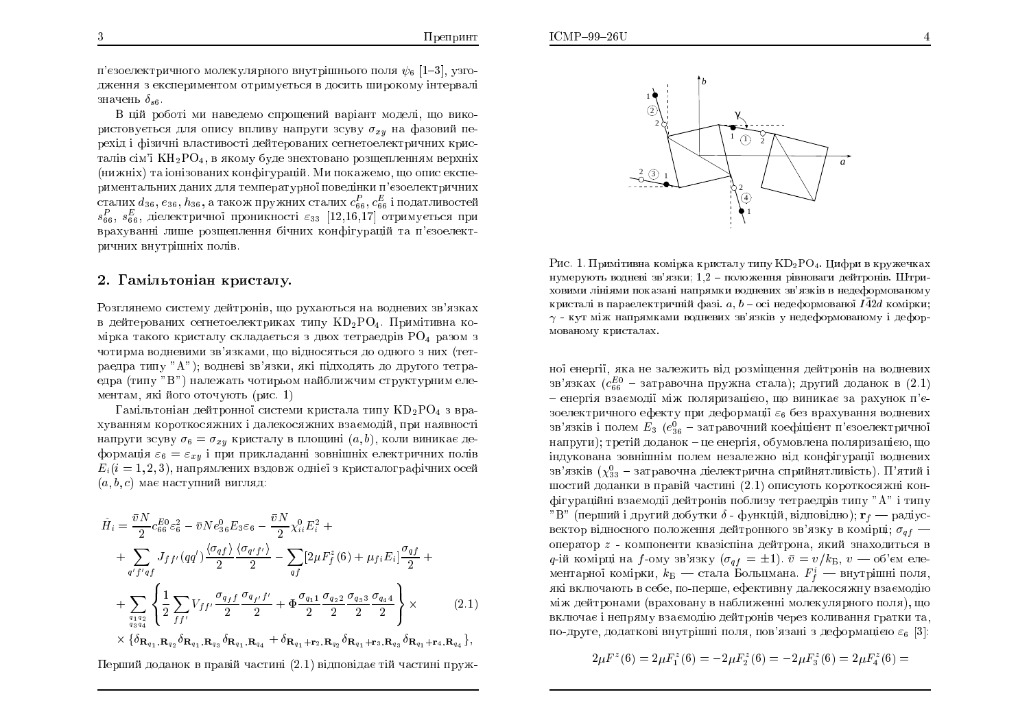п'єзоелектричного молекулярного внутрішнього поля $\psi_6$ [1–3], узгодження з експериментом отримується в досить широкому інтервалі значень $\delta_{s6}$.

В цій роботі ми наведемо спрощений варіант моделі, що використовується для опису впливу напруги зсуву $\sigma_{xy}$ на фазовий перехід і фізичні властивості дейтерованих сегнетоелектричних кристалів сім'ї $KH_2PO_4$, в якому буде знехтовано розщепленням верхніх (нижніх) та іонізованих конфігурацій. Ми покажемо, що опис експериментальних даних для температурної поведінки п'єзоелектричних сталих $d_{36}, e_{36}, h_{36}$, а також пружних сталих $c_{66}^P, c_{66}^E$ і податливостей $s_{66}^P$, $s_{66}^E$, діелектричної проникності $\varepsilon_{33}$ [12,16,17] отримується при врахуванні лише розщеплення бічних конфігурацій та п'єзоелектричних внутрішніх полів.

## 2. Гамільтоніан кристалу.

Розглянемо систему дейтронів, що рухаються на водневих зв'язках в дейтерованих сегнетоелектриках типу $KD_2PO_4$. Примітивна комірка такого кристалу складається з двох тетраедрів $PO_4$ разом з чотирма водневими зв'язками, що відносяться до одного з них (тетраедра типу "A"); водневі зв'язки, які підходять до другого тетраедра (типу "B") належать чотирьом найближчим структурним елементам, які його оточують (рис. 1)

Гамільтоніан дейтронної системи кристала типу $KD_2PO_4$ з врахуванням короткосяжних і далекосяжних взаємодій, при наявності напруги зсуву $\sigma_6 = \sigma_{xy}$ кристалу в площині $(a, b)$, коли виникає деформація $\varepsilon_6 = \varepsilon_{xy}$ і при прикладанні зовнішніх електричних полів $E_i (i = 1, 2, 3)$, напрямлених вздовж однієї з кристалографічних осей $(a, b, c)$ має наступний вигляд:

$$
\begin{aligned}
\hat{H}_i = {} & \frac{\bar{v}N}{2} c_{66}^{E0} \varepsilon_6^2 - \bar{v} N e_{36}^0 E_3 \varepsilon_6 - \frac{\bar{v}N}{2} \chi_{ii}^0 E_i^2 + \\
& + \sum_{q' f' q f} J_{ff'}(qq') \frac{\langle \sigma_{qf} \rangle}{2} \frac{\langle \sigma_{q'f'} \rangle}{2} - \sum_{qf} [2\mu F_f^z(6) + \mu_{fi} E_i] \frac{\sigma_{qf}}{2} + \\
& + \sum_{\substack{q_1 q_2 \\ q_3 q_4}} \left\{ \frac{1}{2} \sum_{ff'} V_{ff'} \frac{\sigma_{q_1 f}}{2} \frac{\sigma_{q_1 f' f'}}{2} + \Phi \frac{\sigma_{q_1 1}}{2} \frac{\sigma_{q_2 2}}{2} \frac{\sigma_{q_3 3}}{2} \frac{\sigma_{q_4 4}}{2} \right\} \times \\
& \times \{ \delta_{\mathbf{R}_{q_1}, \mathbf{R}_{q_2}} \delta_{\mathbf{R}_{q_1}, \mathbf{R}_{q_3}} \delta_{\mathbf{R}_{q_1}, \mathbf{R}_{q_4}} + \delta_{\mathbf{R}_{q_1} + \mathbf{r}_2, \mathbf{R}_{q_2}} \delta_{\mathbf{R}_{q_1} + \mathbf{r}_3, \mathbf{R}_{q_3}} \delta_{\mathbf{R}_{q_1} + \mathbf{r}_4, \mathbf{R}_{q_4}} \},
\end{aligned}
\tag{2.1}
$$

Перший доданок в правій частині (2.1) відповідає тій частині пружної енергії, яка не залежить від розміщення дейтронів на водневих зв'язках ($c_{66}^{E0}$ – затравочна пружна стала); другий доданок в (2.1) – енергія взаємодії між поляризацією, що виникає за рахунок п'єзоелектричного ефекту при деформації $\varepsilon_6$ без врахування водневих зв'язків і полем $E_3$ ($e_{36}^0$ – затравочний коефіцієнт п'єзоелектричної напруги); третій доданок – це енергія, обумовлена поляризацією, що індукована зовнішнім полем незалежно від конфігурації водневих зв'язків ($\chi_{33}^0$ – затравочна діелектрична сприйнятливість). П'ятий і шостий доданки в правій частині (2.1) описують короткосяжні конфігураційні взаємодії дейтронів поблизу тетраедрів типу "A" і типу "B" (перший і другий добутки $\delta$ - функцій, відповідно); $\mathbf{r}_f$ — радіус-вектор відносного положення дейтронного зв'язку в комірці; $\sigma_{qf}$ — оператор $z$ - компоненти квазіспіна дейтрона, який знаходиться в $q$-ій комірці на $f$-ому зв'язку ($\sigma_{qf} = \pm 1$). $\bar{v} = v/k_Б$, $v$ — об'єм елементарної комірки, $k_Б$ — стала Больцмана. $F_f^i$ — внутрішні поля, які включають в себе, по-перше, ефективну далекосяжну взаємодію між дейтронами (враховану в наближенні молекулярного поля), що включає і непряму взаємодію дейтронів через коливання гратки та, по-друге, додаткові внутрішні поля, пов'язані з деформацією $\varepsilon_6$ [3]:

$$
2\mu F^z(6) = 2\mu F_1^z(6) = -2\mu F_2^z(6) = -2\mu F_3^z(6) = 2\mu F_4^z(6) =
$$

Рис. 1. Примітивна комірка кристалу типу $KD_2PO_4$. Цифри в кружечках нумерують водневі зв'язки; 1,2 – положення рівноваги дейтронів. Штриховими лініями показані напрямки водневих зв'язків в недеформованому кристалі в параелектричній фазі. $a$, $b$ – осі недеформованої $I\bar{4}2d$ комірки; $\gamma$ - кут між напрямками водневих зв'язків у недеформованому і деформованому кристалах.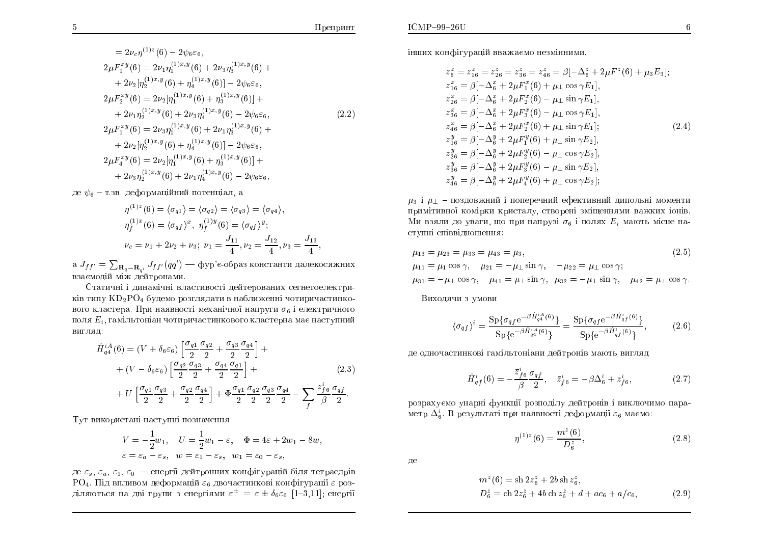$$
\begin{aligned}
&= 2\nu_c \eta^{(1)z}(6) - 2\psi_6\varepsilon_6,\\
2\mu F_1^{xy}(6) &= 2\nu_1\eta_1^{(1)x,y}(6) + 2\nu_3\eta_3^{(1)x,y}(6) +\\
&+ 2\nu_2[\eta_2^{(1)x,y}(6) + \eta_4^{(1)x,y}(6)] - 2\psi_6\varepsilon_6,\\
2\mu F_2^{xy}(6) &= 2\nu_2[\eta_1^{(1)x,y}(6) + \eta_3^{(1)x,y}(6)] +\\
&+ 2\nu_1\eta_2^{(1)x,y}(6) + 2\nu_3\eta_4^{(1)x,y}(6) - 2\psi_6\varepsilon_6,\\
2\mu F_1^{xy}(6) &= 2\nu_3\eta_1^{(1)x,y}(6) + 2\nu_1\eta_3^{(1)x,y}(6) +\\
&+ 2\nu_2[\eta_2^{(1)x,y}(6) + \eta_4^{(1)x,y}(6)] - 2\psi_6\varepsilon_6,\\
2\mu F_4^{xy}(6) &= 2\nu_2[\eta_1^{(1)x,y}(6) + \eta_3^{(1)x,y}(6)] +\\
&+ 2\nu_3\eta_2^{(1)x,y}(6) + 2\nu_1\eta_4^{(1)x,y}(6) - 2\psi_6\varepsilon_6,
\end{aligned} \tag{2.2}
$$

де $\psi_6$ – т.зв. деформаційний потенціал, а

$$
\eta^{(1)z}(6) = \langle\sigma_{q1}\rangle = \langle\sigma_{q2}\rangle = \langle\sigma_{q3}\rangle = \langle\sigma_{q4}\rangle,
$$
$$
\eta_f^{(1)x}(6) = \langle\sigma_{qf}\rangle^x, \;\; \eta_f^{(1)y}(6) = \langle\sigma_{qf}\rangle^y;
$$
$$
\nu_c = \nu_1 + 2\nu_2 + \nu_3; \;\; \nu_1 = \frac{J_{11}}{4}, \nu_2 = \frac{J_{12}}{4}, \nu_3 = \frac{J_{13}}{4},
$$

а $J_{ff'} = \sum_{\mathbf{R}_q - \mathbf{R}_{q'}} J_{ff'}(qq')$ — фур'є-образ константи далекосяжних взаємодій між дейтронами.

Статичні і динамічні властивості дейтерованих сегнетоелектриків типу $KD_2PO_4$ будемо розглядати в наближенні чотиричастинкового кластера. При наявності механічної напруги $\sigma_6$ і електричного поля $E_i$, гамільтоніан чотиричастинкового кластерна має наступний вигляд:

$$
\begin{aligned}
\hat{H}_{q4}^{iA}(6) &= (V + \delta_6\varepsilon_6)\left[\frac{\sigma_{q1}}{2}\frac{\sigma_{q2}}{2} + \frac{\sigma_{q3}}{2}\frac{\sigma_{q4}}{2}\right] +\\
&+ (V - \delta_6\varepsilon_6)\left[\frac{\sigma_{q2}}{2}\frac{\sigma_{q3}}{2} + \frac{\sigma_{q4}}{2}\frac{\sigma_{q1}}{2}\right] +\\
&+ U\left[\frac{\sigma_{q1}}{2}\frac{\sigma_{q3}}{2} + \frac{\sigma_{q2}}{2}\frac{\sigma_{q4}}{2}\right] + \Phi\frac{\sigma_{q1}}{2}\frac{\sigma_{q2}}{2}\frac{\sigma_{q3}}{2}\frac{\sigma_{q4}}{2} - \sum_f \frac{z_{f6}^i}{\beta}\frac{\sigma_{qf}}{2}.
\end{aligned} \tag{2.3}
$$

Тут використані наступні позначення

$$
V = -\frac{1}{2}w_1, \quad U = \frac{1}{2}w_1 - \varepsilon, \quad \Phi = 4\varepsilon + 2w_1 - 8w,
$$
$$
\varepsilon = \varepsilon_a - \varepsilon_s, \;\; w = \varepsilon_1 - \varepsilon_s, \;\; w_1 = \varepsilon_0 - \varepsilon_s,
$$

де $\varepsilon_s$, $\varepsilon_a$, $\varepsilon_1$, $\varepsilon_0$ — енергії дейтронних конфігурацій біля тетраедрів $PO_4$. Під впливом деформацій $\varepsilon_6$ двочастинкові конфігурації $\varepsilon$ розділяються на дві групи з енергіями $\varepsilon^{\pm} = \varepsilon \pm \delta_6\varepsilon_6$ [1–3,11]; енергії інших конфігурацій вважаємо незмінними.

$$
\begin{aligned}
z_6^z &= z_{16}^z = z_{26}^z = z_{36}^z = z_{46}^z = \beta[-\Delta_6^z + 2\mu F^z(6) + \mu_3 E_3];\\
z_{16}^x &= \beta[-\Delta_6^x + 2\mu F_1^x(6) + \mu_\perp \cos\gamma E_1],\\
z_{26}^x &= \beta[-\Delta_6^x + 2\mu F_2^x(6) - \mu_\perp \sin\gamma E_1],\\
z_{36}^x &= \beta[-\Delta_6^x + 2\mu F_3^x(6) - \mu_\perp \cos\gamma E_1],\\
z_{46}^x &= \beta[-\Delta_6^x + 2\mu F_2^x(6) + \mu_\perp \sin\gamma E_1];\\
z_{16}^y &= \beta[-\Delta_6^y + 2\mu F_1^y(6) + \mu_\perp \sin\gamma E_2],\\
z_{26}^y &= \beta[-\Delta_6^y + 2\mu F_2^y(6) - \mu_\perp \cos\gamma E_2],\\
z_{36}^y &= \beta[-\Delta_6^y + 2\mu F_3^y(6) - \mu_\perp \sin\gamma E_2],\\
z_{46}^y &= \beta[-\Delta_6^y + 2\mu F_4^y(6) + \mu_\perp \cos\gamma E_2];
\end{aligned} \tag{2.4}
$$

$\mu_3$ і $\mu_\perp$ – поздовжний і поперечний ефективний дипольні моменти примітивної комірки кристалу, створені зміщеннями важких іонів. Ми взяли до уваги, що при напрузі $\sigma_6$ і полях $E_i$ мають місце наступні співвідношення:

$$
\begin{aligned}
&\mu_{13} = \mu_{23} = \mu_{33} = \mu_{43} = \mu_3,\\
&\mu_{11} = \mu_1\cos\gamma, \quad \mu_{21} = -\mu_\perp\sin\gamma, \quad -\mu_{22} = \mu_\perp\cos\gamma;\\
&\mu_{31} = -\mu_\perp\cos\gamma, \quad \mu_{41} = \mu_\perp\sin\gamma, \;\; \mu_{32} = -\mu_\perp\sin\gamma, \quad \mu_{42} = \mu_\perp\cos\gamma.
\end{aligned} \tag{2.5}
$$

Виходячи з умови

$$
\langle\sigma_{qf}\rangle^i = \frac{\mathrm{Sp}\{\sigma_{qf}\mathrm{e}^{-\beta\hat{H}_{q4}^{iA}(6)}\}}{\mathrm{Sp}\{\mathrm{e}^{-\beta\hat{H}_{q4}^{iA}(6)}\}} = \frac{\mathrm{Sp}\{\sigma_{qf}\mathrm{e}^{-\beta\hat{H}_{qf}^{i}(6)}\}}{\mathrm{Sp}\{\mathrm{e}^{-\beta\hat{H}_{qf}^{i}(6)}\}}, \tag{2.6}
$$

де одночастинкові гамільтоніани дейтронів мають вигляд

$$
\hat{H}_{qf}^i(6) = -\frac{\bar{z}_{f6}^i}{\beta}\frac{\sigma_{qf}}{2}, \quad \bar{z}_{f6}^i = -\beta\Delta_6^i + z_{f6}^i, \tag{2.7}
$$

розрахуємо унарні функції розподілу дейтронів і виключимо параметр $\Delta_6^i$. В результаті при наявності деформації $\varepsilon_6$ маємо:

$$
\eta^{(1)z}(6) = \frac{m^z(6)}{D_6^z}, \tag{2.8}
$$

де

$$
\begin{aligned}
m^z(6) &= \mathrm{sh}\,2z_6^z + 2b\,\mathrm{sh}\,z_6^z,\\
D_6^z &= \mathrm{ch}\,2z_6^z + 4b\,\mathrm{ch}\,z_6^z + d + ac_6 + a/c_6,
\end{aligned} \tag{2.9}
$$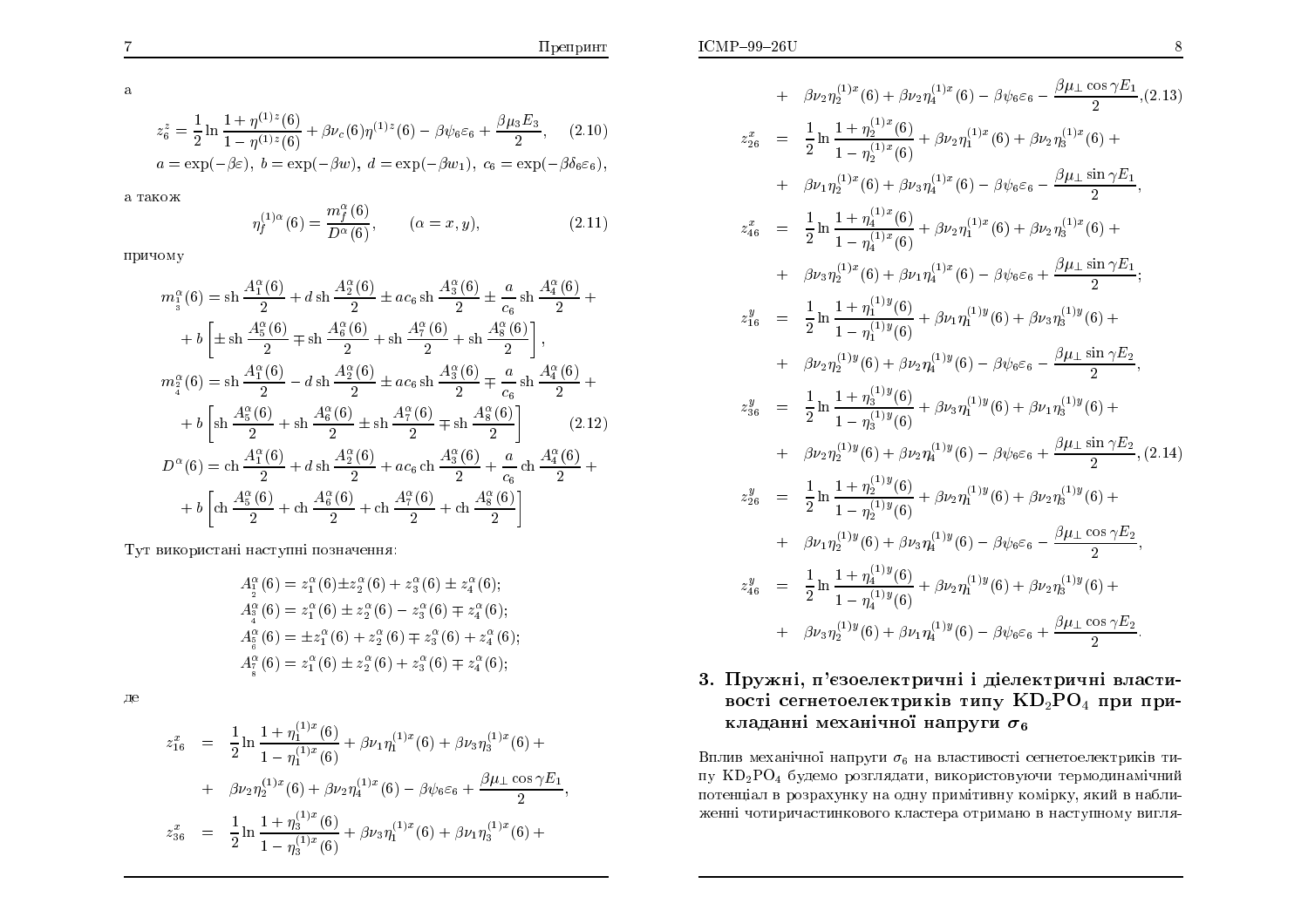а

$$
z_6^z = \frac{1}{2}\ln\frac{1+\eta^{(1)z}(6)}{1-\eta^{(1)z}(6)} + \beta\nu_c(6)\eta^{(1)z}(6) - \beta\psi_6\varepsilon_6 + \frac{\beta\mu_3 E_3}{2}, \qquad (2.10)
$$

$$
a = \exp(-\beta\varepsilon),\ b = \exp(-\beta w),\ d = \exp(-\beta w_1),\ c_6 = \exp(-\beta\delta_6\varepsilon_6),
$$

а також

$$
\eta_f^{(1)\alpha}(6) = \frac{m_f^\alpha(6)}{D^\alpha(6)}, \qquad (\alpha = x, y), \qquad (2.11)
$$

причому

$$
\begin{aligned}
m_{\substack{1\\3}}^\alpha(6) &= \operatorname{sh}\frac{A_1^\alpha(6)}{2} + d\operatorname{sh}\frac{A_2^\alpha(6)}{2} \pm ac_6\operatorname{sh}\frac{A_3^\alpha(6)}{2} \pm \frac{a}{c_6}\operatorname{sh}\frac{A_4^\alpha(6)}{2} + \\
&+ b\left[\pm\operatorname{sh}\frac{A_5^\alpha(6)}{2} \mp \operatorname{sh}\frac{A_6^\alpha(6)}{2} + \operatorname{sh}\frac{A_7^\alpha(6)}{2} + \operatorname{sh}\frac{A_8^\alpha(6)}{2}\right], \\
m_{\substack{2\\4}}^\alpha(6) &= \operatorname{sh}\frac{A_1^\alpha(6)}{2} - d\operatorname{sh}\frac{A_2^\alpha(6)}{2} \pm ac_6\operatorname{sh}\frac{A_3^\alpha(6)}{2} \mp \frac{a}{c_6}\operatorname{sh}\frac{A_4^\alpha(6)}{2} + \\
&+ b\left[\operatorname{sh}\frac{A_5^\alpha(6)}{2} + \operatorname{sh}\frac{A_6^\alpha(6)}{2} \pm \operatorname{sh}\frac{A_7^\alpha(6)}{2} \mp \operatorname{sh}\frac{A_8^\alpha(6)}{2}\right] \qquad (2.12) \\
D^\alpha(6) &= \operatorname{ch}\frac{A_1^\alpha(6)}{2} + d\operatorname{sh}\frac{A_2^\alpha(6)}{2} + ac_6\operatorname{ch}\frac{A_3^\alpha(6)}{2} + \frac{a}{c_6}\operatorname{ch}\frac{A_4^\alpha(6)}{2} + \\
&+ b\left[\operatorname{ch}\frac{A_5^\alpha(6)}{2} + \operatorname{ch}\frac{A_6^\alpha(6)}{2} + \operatorname{ch}\frac{A_7^\alpha(6)}{2} + \operatorname{ch}\frac{A_8^\alpha(6)}{2}\right]
\end{aligned}
$$

Тут використані наступні позначення:

$$
\begin{aligned}
A_{\substack{1\\2}}^\alpha(6) &= z_1^\alpha(6) \pm z_2^\alpha(6) + z_3^\alpha(6) \pm z_4^\alpha(6); \\
A_{\substack{3\\4}}^\alpha(6) &= z_1^\alpha(6) \pm z_2^\alpha(6) - z_3^\alpha(6) \mp z_4^\alpha(6); \\
A_{\substack{5\\6}}^\alpha(6) &= \pm z_1^\alpha(6) + z_2^\alpha(6) \mp z_3^\alpha(6) + z_4^\alpha(6); \\
A_{\substack{7\\8}}^\alpha(6) &= z_1^\alpha(6) \pm z_2^\alpha(6) + z_3^\alpha(6) \mp z_4^\alpha(6);
\end{aligned}
$$

де

$$
\begin{aligned}
z_{16}^x &= \frac{1}{2}\ln\frac{1+\eta_1^{(1)x}(6)}{1-\eta_1^{(1)x}(6)} + \beta\nu_1\eta_1^{(1)x}(6) + \beta\nu_3\eta_3^{(1)x}(6) + \\
&+ \beta\nu_2\eta_2^{(1)x}(6) + \beta\nu_2\eta_4^{(1)x}(6) - \beta\psi_6\varepsilon_6 + \frac{\beta\mu_\perp\cos\gamma E_1}{2}, \\
z_{36}^x &= \frac{1}{2}\ln\frac{1+\eta_3^{(1)x}(6)}{1-\eta_3^{(1)x}(6)} + \beta\nu_3\eta_1^{(1)x}(6) + \beta\nu_1\eta_3^{(1)x}(6) + \\
&+ \beta\nu_2\eta_2^{(1)x}(6) + \beta\nu_2\eta_4^{(1)x}(6) - \beta\psi_6\varepsilon_6 - \frac{\beta\mu_\perp\cos\gamma E_1}{2}, \qquad (2.13) \\
z_{26}^x &= \frac{1}{2}\ln\frac{1+\eta_2^{(1)x}(6)}{1-\eta_2^{(1)x}(6)} + \beta\nu_2\eta_1^{(1)x}(6) + \beta\nu_2\eta_3^{(1)x}(6) + \\
&+ \beta\nu_1\eta_2^{(1)x}(6) + \beta\nu_3\eta_4^{(1)x}(6) - \beta\psi_6\varepsilon_6 - \frac{\beta\mu_\perp\sin\gamma E_1}{2}, \\
z_{46}^x &= \frac{1}{2}\ln\frac{1+\eta_4^{(1)x}(6)}{1-\eta_4^{(1)x}(6)} + \beta\nu_2\eta_1^{(1)x}(6) + \beta\nu_2\eta_3^{(1)x}(6) + \\
&+ \beta\nu_3\eta_2^{(1)x}(6) + \beta\nu_1\eta_4^{(1)x}(6) - \beta\psi_6\varepsilon_6 + \frac{\beta\mu_\perp\sin\gamma E_1}{2}; \\
z_{16}^y &= \frac{1}{2}\ln\frac{1+\eta_1^{(1)y}(6)}{1-\eta_1^{(1)y}(6)} + \beta\nu_1\eta_1^{(1)y}(6) + \beta\nu_3\eta_3^{(1)y}(6) + \\
&+ \beta\nu_2\eta_2^{(1)y}(6) + \beta\nu_2\eta_4^{(1)y}(6) - \beta\psi_6\varepsilon_6 - \frac{\beta\mu_\perp\sin\gamma E_2}{2}, \\
z_{36}^y &= \frac{1}{2}\ln\frac{1+\eta_3^{(1)y}(6)}{1-\eta_3^{(1)y}(6)} + \beta\nu_3\eta_1^{(1)y}(6) + \beta\nu_1\eta_3^{(1)y}(6) + \\
&+ \beta\nu_2\eta_2^{(1)y}(6) + \beta\nu_2\eta_4^{(1)y}(6) - \beta\psi_6\varepsilon_6 + \frac{\beta\mu_\perp\sin\gamma E_2}{2}, \qquad (2.14) \\
z_{26}^y &= \frac{1}{2}\ln\frac{1+\eta_2^{(1)y}(6)}{1-\eta_2^{(1)y}(6)} + \beta\nu_2\eta_1^{(1)y}(6) + \beta\nu_2\eta_3^{(1)y}(6) + \\
&+ \beta\nu_1\eta_2^{(1)y}(6) + \beta\nu_3\eta_4^{(1)y}(6) - \beta\psi_6\varepsilon_6 - \frac{\beta\mu_\perp\cos\gamma E_2}{2}, \\
z_{46}^y &= \frac{1}{2}\ln\frac{1+\eta_4^{(1)y}(6)}{1-\eta_4^{(1)y}(6)} + \beta\nu_2\eta_1^{(1)y}(6) + \beta\nu_2\eta_3^{(1)y}(6) + \\
&+ \beta\nu_3\eta_2^{(1)y}(6) + \beta\nu_1\eta_4^{(1)y}(6) - \beta\psi_6\varepsilon_6 + \frac{\beta\mu_\perp\cos\gamma E_2}{2}.
\end{aligned}
$$

## 3. Пружні, п'єзоелектричні і діелектричні властивості сегнетоелектриків типу $KD_2PO_4$ при прикладанні механічної напруги $\sigma_6$

Вплив механічної напруги $\sigma_6$ на властивості сегнетоелектриків типу $KD_2PO_4$ будемо розглядати, використовуючи термодинамічний потенціал в розрахунку на одну примітивну комірку, який в наближенні чотиричастинкового кластера отримано в наступному вигля-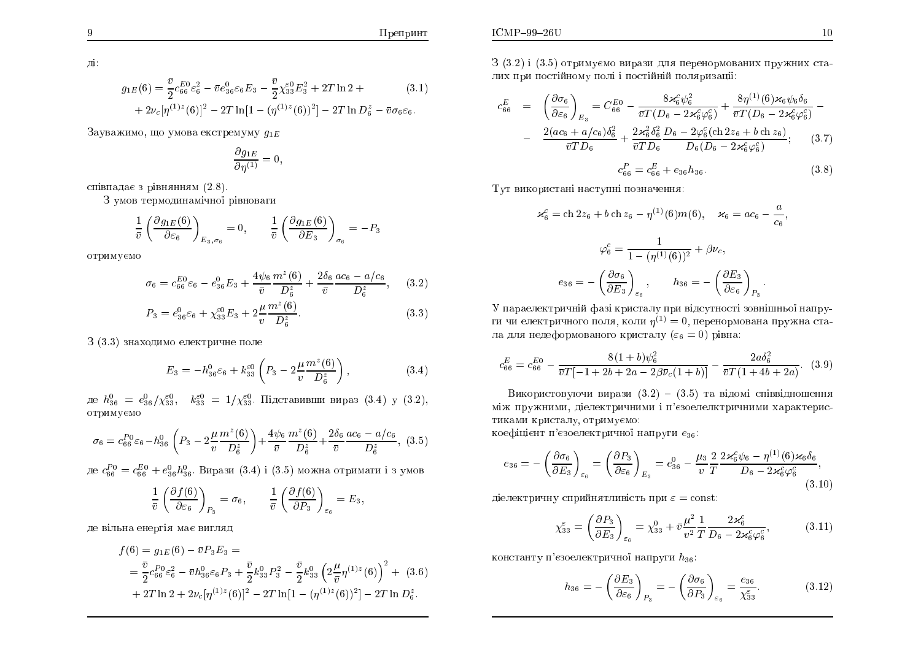ді:

$$g_{1E}(6) = \frac{\bar{v}}{2} c_{66}^{E0} \varepsilon_6^2 - \bar{v} e_{36}^0 \varepsilon_6 E_3 - \frac{\bar{v}}{2} \chi_{33}^{\varepsilon 0} E_3^2 + 2T \ln 2 + \tag{3.1}$$
$$+ 2\nu_c [\eta^{(1)z}(6)]^2 - 2T \ln[1 - (\eta^{(1)z}(6))^2] - 2T \ln D_6^z - \bar{v}\sigma_6 \varepsilon_6.$$

Зауважимо, що умова екстремуму $g_{1E}$

$$\frac{\partial g_{1E}}{\partial \eta^{(1)}} = 0,$$

співпадає з рівнянням (2.8).

З умов термодинамічної рівноваги

$$\frac{1}{\bar{v}} \left( \frac{\partial g_{1E}(6)}{\partial \varepsilon_6} \right)_{E_3, \sigma_6} = 0, \qquad \frac{1}{\bar{v}} \left( \frac{\partial g_{1E}(6)}{\partial E_3} \right)_{\sigma_6} = -P_3$$

отримуємо

$$\sigma_6 = c_{66}^{E0} \varepsilon_6 - e_{36}^0 E_3 + \frac{4\psi_6}{\bar{v}} \frac{m^z(6)}{D_6^z} + \frac{2\delta_6}{\bar{v}} \frac{ac_6 - a/c_6}{D_6^z}, \tag{3.2}$$

$$P_3 = e_{36}^0 \varepsilon_6 + \chi_{33}^{\varepsilon 0} E_3 + 2\frac{\mu}{v} \frac{m^z(6)}{D_6^z}. \tag{3.3}$$

З (3.3) знаходимо електричне поле

$$E_3 = -h_{36}^0 \varepsilon_6 + k_{33}^{\varepsilon 0} \left( P_3 - 2\frac{\mu}{v} \frac{m^z(6)}{D_6^z} \right), \tag{3.4}$$

де $h_{36}^0 = e_{36}^0 / \chi_{33}^{\varepsilon 0}$, $k_{33}^{\varepsilon 0} = 1/\chi_{33}^{\varepsilon 0}$. Підставивши вираз (3.4) у (3.2), отримуємо

$$\sigma_6 = c_{66}^{P0} \varepsilon_6 - h_{36}^0 \left( P_3 - 2\frac{\mu}{v} \frac{m^z(6)}{D_6^z} \right) + \frac{4\psi_6}{\bar{v}} \frac{m^z(6)}{D_6^z} + \frac{2\delta_6}{\bar{v}} \frac{ac_6 - a/c_6}{D_6^z}, \tag{3.5}$$

де $c_{66}^{P0} = c_{66}^{E0} + e_{36}^0 h_{36}^0$. Вирази (3.4) і (3.5) можна отримати і з умов

$$\frac{1}{\bar{v}} \left( \frac{\partial f(6)}{\partial \varepsilon_6} \right)_{P_3} = \sigma_6, \qquad \frac{1}{\bar{v}} \left( \frac{\partial f(6)}{\partial P_3} \right)_{\varepsilon_6} = E_3,$$

де вільна енергія має вигляд

$$f(6) = g_{1E}(6) - \bar{v} P_3 E_3 =$$
$$= \frac{\bar{v}}{2} c_{66}^{P0} \varepsilon_6^2 - \bar{v} h_{36}^0 \varepsilon_6 P_3 + \frac{\bar{v}}{2} k_{33}^0 P_3^2 - \frac{\bar{v}}{2} k_{33}^0 \left( 2\frac{\mu}{\bar{v}} \eta^{(1)z}(6) \right)^2 + \tag{3.6}$$
$$+ 2T \ln 2 + 2\nu_c [\eta^{(1)z}(6)]^2 - 2T \ln[1 - (\eta^{(1)z}(6))^2] - 2T \ln D_6^z.$$

З (3.2) і (3.5) отримуємо вирази для перенормованих пружних сталих при постійному полі і постійній поляризації:

$$c_{66}^E = \left( \frac{\partial \sigma_6}{\partial \varepsilon_6} \right)_{E_3} = C_{66}^{E0} - \frac{8\varkappa_6^c \psi_6^2}{\bar{v}T(D_6 - 2\varkappa_6^c \varphi_6^c)} + \frac{8\eta^{(1)}(6)\varkappa_6 \psi_6 \delta_6}{\bar{v}T(D_6 - 2\varkappa_6^c \varphi_6^c)} -$$
$$- \frac{2(ac_6 + a/c_6)\delta_6^2}{\bar{v}TD_6} + \frac{2\varkappa_6^2 \delta_6^2}{\bar{v}TD_6} \frac{D_6 - 2\varphi_6^c(\operatorname{ch} 2z_6 + b \operatorname{ch} z_6)}{D_6(D_6 - 2\varkappa_6^c \varphi_6^c)}; \tag{3.7}$$

$$c_{66}^P = c_{66}^E + e_{36} h_{36}. \tag{3.8}$$

Тут використані наступні позначення:

$$\varkappa_6^c = \operatorname{ch} 2z_6 + b \operatorname{ch} z_6 - \eta^{(1)}(6) m(6), \quad \varkappa_6 = ac_6 - \frac{a}{c_6},$$

$$\varphi_6^c = \frac{1}{1 - (\eta^{(1)}(6))^2} + \beta \nu_c,$$

$$e_{36} = -\left( \frac{\partial \sigma_6}{\partial E_3} \right)_{\varepsilon_6}, \qquad h_{36} = -\left( \frac{\partial E_3}{\partial \varepsilon_6} \right)_{P_3}.$$

У параелектричній фазі кристалу при відсутності зовнішньої напруги чи електричного поля, коли $\eta^{(1)} = 0$, перенормована пружна стала для недеформованого кристалу ($\varepsilon_6 = 0$) рівна:

$$c_{66}^E = c_{66}^{E0} - \frac{8(1+b)\psi_6^2}{\bar{v}T[-1 + 2b + 2a - 2\beta\bar{\nu}_c(1+b)]} - \frac{2a\delta_6^2}{\bar{v}T(1 + 4b + 2a)}. \tag{3.9}$$

Використовуючи вирази (3.2) – (3.5) та відомі співвідношення між пружними, діелектричними і п'єзоелелктричними характеристиками кристалу, отримуємо:

коефіцієнт п'єзоелектричної напруги $e_{36}$:

$$e_{36} = -\left( \frac{\partial \sigma_6}{\partial E_3} \right)_{\varepsilon_6} = \left( \frac{\partial P_3}{\partial \varepsilon_6} \right)_{E_3} = e_{36}^0 - \frac{\mu_3}{v} \frac{2}{T} \frac{2\varkappa_6^c \psi_6 - \eta^{(1)}(6)\varkappa_6 \delta_6}{D_6 - 2\varkappa_6^c \varphi_6^c}, \tag{3.10}$$

діелектричну сприйнятливість при $\varepsilon = \text{const}$:

$$\chi_{33}^\varepsilon = \left( \frac{\partial P_3}{\partial E_3} \right)_{\varepsilon_6} = \chi_{33}^0 + \bar{v} \frac{\mu^2}{v^2} \frac{1}{T} \frac{2\varkappa_6^c}{D_6 - 2\varkappa_6^c \varphi_6^c}, \tag{3.11}$$

константу п'єзоелектричної напруги $h_{36}$:

$$h_{36} = -\left( \frac{\partial E_3}{\partial \varepsilon_6} \right)_{P_3} = -\left( \frac{\partial \sigma_6}{\partial P_3} \right)_{\varepsilon_6} = \frac{e_{36}}{\chi_{33}^\varepsilon}. \tag{3.12}$$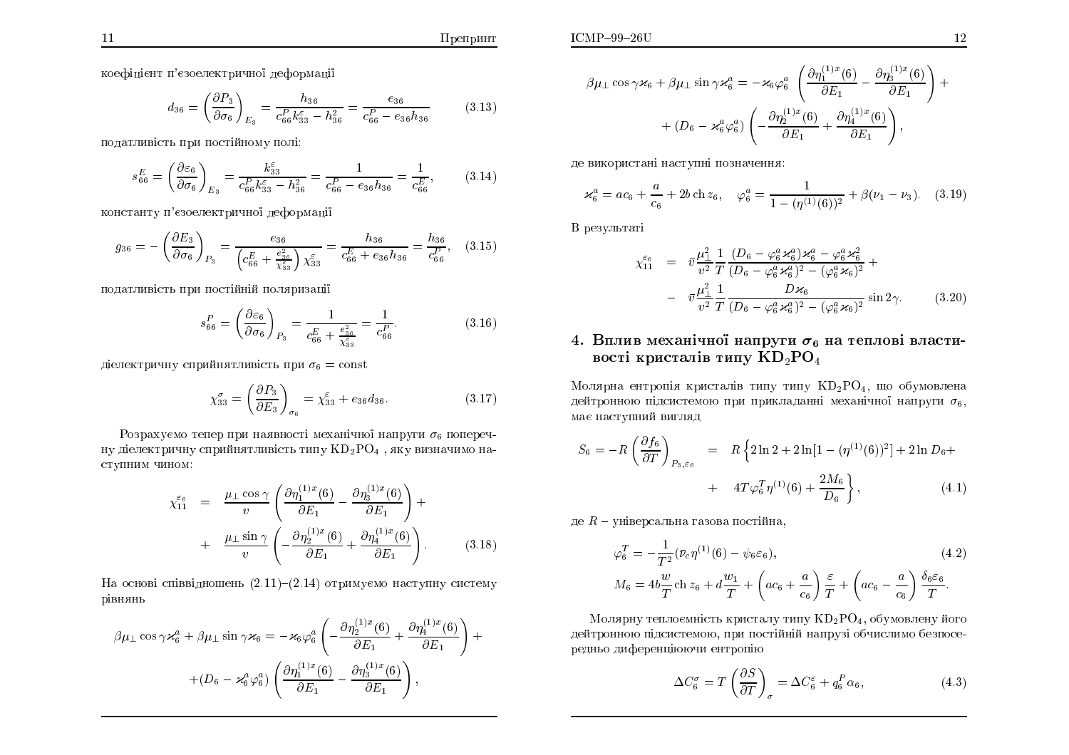коефіцієнт п'єзоелектричної деформації

$$d_{36} = \left(\frac{\partial P_3}{\partial \sigma_6}\right)_{E_3} = \frac{h_{36}}{c_{66}^P k_{33}^\varepsilon - h_{36}^2} = \frac{e_{36}}{c_{66}^P - e_{36}h_{36}} \tag{3.13}$$

податливість при постійному полі:

$$s_{66}^E = \left(\frac{\partial \varepsilon_6}{\partial \sigma_6}\right)_{E_3} = \frac{k_{33}^\varepsilon}{c_{66}^P k_{33}^\varepsilon - h_{36}^2} = \frac{1}{c_{66}^P - e_{36}h_{36}} = \frac{1}{c_{66}^E}, \tag{3.14}$$

константу п'єзоелектричної деформації

$$g_{36} = -\left(\frac{\partial E_3}{\partial \sigma_6}\right)_{P_3} = \frac{e_{36}}{\left(c_{66}^E + \frac{e_{36}^2}{\chi_{33}^\varepsilon}\right)\chi_{33}^\varepsilon} = \frac{h_{36}}{c_{66}^E + e_{36}h_{36}} = \frac{h_{36}}{c_{66}^P}, \tag{3.15}$$

податливість при постійній поляризації

$$s_{66}^P = \left(\frac{\partial \varepsilon_6}{\partial \sigma_6}\right)_{P_3} = \frac{1}{c_{66}^E + \frac{e_{36}^2}{\chi_{33}^\varepsilon}} = \frac{1}{c_{66}^P}. \tag{3.16}$$

діелектричну сприйнятливість при $\sigma_6 = \mathrm{const}$

$$\chi_{33}^\sigma = \left(\frac{\partial P_3}{\partial E_3}\right)_{\sigma_6} = \chi_{33}^\varepsilon + e_{36}d_{36}. \tag{3.17}$$

Розрахуємо тепер при наявності механічної напруги $\sigma_6$ поперечну діелектричну сприйнятливість типу $KD_2PO_4$ , яку визначимо наступним чином:

$$\chi_{11}^{\varepsilon_6} = \frac{\mu_\perp \cos\gamma}{v}\left(\frac{\partial \eta_1^{(1)x}(6)}{\partial E_1} - \frac{\partial \eta_3^{(1)x}(6)}{\partial E_1}\right) + \frac{\mu_\perp \sin\gamma}{v}\left(-\frac{\partial \eta_2^{(1)x}(6)}{\partial E_1} + \frac{\partial \eta_4^{(1)x}(6)}{\partial E_1}\right). \tag{3.18}$$

На основі співвідношень (2.11)–(2.14) отримуємо наступну систему рівнянь

$$\beta\mu_\perp \cos\gamma\varkappa_6^a + \beta\mu_\perp \sin\gamma\varkappa_6 = -\varkappa_6\varphi_6^a\left(-\frac{\partial \eta_2^{(1)x}(6)}{\partial E_1} + \frac{\partial \eta_4^{(1)x}(6)}{\partial E_1}\right) + (D_6 - \varkappa_6^a\varphi_6^a)\left(\frac{\partial \eta_1^{(1)x}(6)}{\partial E_1} - \frac{\partial \eta_3^{(1)x}(6)}{\partial E_1}\right),$$

$$\beta\mu_\perp \cos\gamma\varkappa_6 + \beta\mu_\perp \sin\gamma\varkappa_6^a = -\varkappa_6\varphi_6^a\left(\frac{\partial \eta_1^{(1)x}(6)}{\partial E_1} - \frac{\partial \eta_3^{(1)x}(6)}{\partial E_1}\right) + (D_6 - \varkappa_6^a\varphi_6^a)\left(-\frac{\partial \eta_2^{(1)x}(6)}{\partial E_1} + \frac{\partial \eta_4^{(1)x}(6)}{\partial E_1}\right),$$

де використані наступні позначення:

$$\varkappa_6^a = ac_6 + \frac{a}{c_6} + 2b\,\mathrm{ch}\,z_6, \quad \varphi_6^a = \frac{1}{1-(\eta^{(1)}(6))^2} + \beta(\nu_1 - \nu_3). \tag{3.19}$$

В результаті

$$\chi_{11}^{\varepsilon_6} = \bar{v}\frac{\mu_\perp^2}{v^2}\frac{1}{T}\frac{(D_6 - \varphi_6^a\varkappa_6^a)\varkappa_6^a - \varphi_6^a\varkappa_6^2}{(D_6 - \varphi_6^a\varkappa_6^a)^2 - (\varphi_6^a\varkappa_6)^2} + \bar{v}\frac{\mu_\perp^2}{v^2}\frac{1}{T}\frac{D\varkappa_6}{(D_6 - \varphi_6^a\varkappa_6^a)^2 - (\varphi_6^a\varkappa_6)^2}\sin 2\gamma. \tag{3.20}$$

## 4. Вплив механічної напруги $\sigma_6$ на теплові властивості кристалів типу $KD_2PO_4$

Молярна ентропія кристалів типу типу $KD_2PO_4$, що обумовлена дейтронною підсистемою при прикладанні механічної напруги $\sigma_6$, має наступний вигляд

$$S_6 = -R\left(\frac{\partial f_6}{\partial T}\right)_{P_3,\varepsilon_6} = R\left\{2\ln 2 + 2\ln[1-(\eta^{(1)}(6))^2] + 2\ln D_6 + 4T\varphi_6^T\eta^{(1)}(6) + \frac{2M_6}{D_6}\right\}, \tag{4.1}$$

де $R$ – універсальна газова постійна,

$$\varphi_6^T = -\frac{1}{T^2}(\bar{\nu}_c\eta^{(1)}(6) - \psi_6\varepsilon_6), \tag{4.2}$$

$$M_6 = 4b\frac{w}{T}\mathrm{ch}\,z_6 + d\frac{w_1}{T} + \left(ac_6 + \frac{a}{c_6}\right)\frac{\varepsilon}{T} + \left(ac_6 - \frac{a}{c_6}\right)\frac{\delta_6\varepsilon_6}{T}.$$

Молярну теплоємність кристалу типу $KD_2PO_4$, обумовлену його дейтронною підсистемою, при постійній напрузі обчислимо безпосередньо диференціюючи ентропію

$$\Delta C_6^\sigma = T\left(\frac{\partial S}{\partial T}\right)_\sigma = \Delta C_6^\varepsilon + q_6^P\alpha_6, \tag{4.3}$$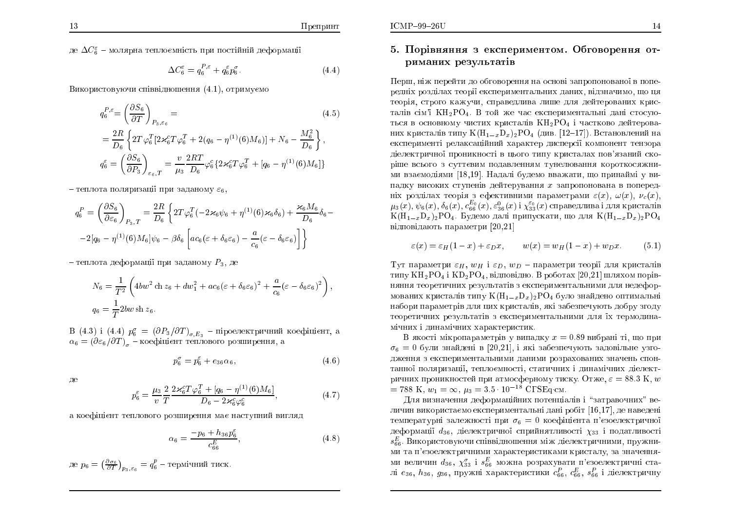де $\Delta C_6^\varepsilon$ – молярна теплоємність при постійній деформації

$$\Delta C_6^\varepsilon = q_6^{P,\varepsilon} + q_6^\varepsilon p_6^\sigma. \tag{4.4}$$

Використовуючи співвідношення (4.1), отримуємо

$$\begin{aligned}
q_6^{P,\varepsilon} &= \left(\frac{\partial S_6}{\partial T}\right)_{P_3,\varepsilon_6} = \\
&= \frac{2R}{D_6}\left\{2T\varphi_6^T[2\varkappa_6^c T\varphi_6^T + 2(q_6 - \eta^{(1)}(6)M_6)] + N_6 - \frac{M_6^2}{D_6}\right\}, \\
q_6^\varepsilon &= \left(\frac{\partial S_6}{\partial P_3}\right)_{\varepsilon_6,T} = \frac{v}{\mu_3}\frac{2RT}{D_6}\varphi_6^c\{2\varkappa_6^c T\varphi_6^T + [q_6 - \eta^{(1)}(6)M_6]\}
\end{aligned} \tag{4.5}$$

– теплота поляризації при заданому $\varepsilon_6$,

$$\begin{aligned}
q_6^P = \left(\frac{\partial S_6}{\partial \varepsilon_6}\right)_{P_3,T} &= \frac{2R}{D_6}\left\{2T\varphi_6^T(-2\varkappa_6\psi_6 + \eta^{(1)}(6)\varkappa_6\delta_6) + \frac{\varkappa_6 M_6}{D_6}\delta_6 - \right. \\
&\left. -2[q_6 - \eta^{(1)}(6)M_6]\psi_6 - \beta\delta_6\left[ac_6(\varepsilon + \delta_6\varepsilon_6) - \frac{a}{c_6}(\varepsilon - \delta_6\varepsilon_6)\right]\right\}
\end{aligned}$$

– теплота деформації при заданому $P_3$, де

$$\begin{aligned}
N_6 &= \frac{1}{T^2}\left(4bw^2\,\mathrm{ch}\,z_6 + dw_1^2 + ac_6(\varepsilon + \delta_6\varepsilon_6)^2 + \frac{a}{c_6}(\varepsilon - \delta_6\varepsilon_6)^2\right), \\
q_6 &= \frac{1}{T}2bw\,\mathrm{sh}\,z_6.
\end{aligned}$$

В (4.3) і (4.4) $p_6^\sigma = (\partial P_3/\partial T)_{\sigma,E_3}$ – піроелектричний коефіцієнт, а $\alpha_6 = (\partial\varepsilon_6/\partial T)_\sigma$ – коефіцієнт теплового розширення, а

$$p_6^\sigma = p_6^\varepsilon + e_{36}\alpha_6, \tag{4.6}$$

де

$$p_6^\varepsilon = \frac{\mu_3}{v}\frac{2}{T}\frac{2\varkappa_6^c T\varphi_6^T + [q_6 - \eta^{(1)}(6)M_6]}{D_6 - 2\varkappa_6^c\varphi_6^c}, \tag{4.7}$$

а коефіцієнт теплового розширення має наступний вигляд

$$\alpha_6 = \frac{-p_6 + h_{36}p_6^\varepsilon}{c_{66}^E}, \tag{4.8}$$

де $p_6 = \left(\frac{\partial\sigma_6}{\partial T}\right)_{p_3,\varepsilon_6} = q_6^p$ – термічний тиск.

## 5. Порівняння з експериментом. Обговорення отриманих результатів

Перш, ніж перейти до обговорення на основі запропонованої в попередніх розділах теорії експериментальних даних, відзначимо, що ця теорія, строго кажучи, справедлива лише для дейтерованих кристалів сім'ї $KH_2PO_4$. В той же час експериментальні дані стосуються в основному чистих кристалів $KH_2PO_4$ і частково дейтерованих кристалів типу $K(H_{1-x}D_x)_2PO_4$ (див. [12–17]). Встановлений на експерименті релаксаційний характер дисперсії компонент тензора діелектричної проникності в цього типу кристалах пов'язаний скоріше всього з суттєвим подавленням тунелювання короткосяжними взаємодіями [18,19]. Надалі будемо вважати, що принаймі у випадку високих ступенів дейтерування $x$ запропонована в попередніх розділах теорія з ефективними параметрами $\varepsilon(x)$, $\omega(x)$, $\nu_c(x)$, $\mu_3(x)$, $\psi_6(x)$, $\delta_6(x)$, $c_{66}^{E_0}(x)$, $\varepsilon_{36}^0(x)$ і $\chi_{33}^{\varepsilon_0}(x)$ справедлива і для кристалів $K(H_{1-x}D_x)_2PO_4$. Будемо далі припускати, що для $K(H_{1-x}D_x)_2PO_4$ відповідають параметри [20,21]

$$\varepsilon(x) = \varepsilon_H(1-x) + \varepsilon_D x, \qquad w(x) = w_H(1-x) + w_D x. \tag{5.1}$$

Тут параметри $\varepsilon_H$, $w_H$ і $\varepsilon_D$, $w_D$ – параметри теорії для кристалів типу $KH_2PO_4$ і $KD_2PO_4$, відповідно. В роботах [20,21] шляхом порівняння теоретичних результатів з експериментальними для недеформованих кристалів типу $K(H_{1-x}D_x)_2PO_4$ було знайдено оптимальні набори параметрів для цих кристалів, які забезпечують добру згоду теоретичних результатів з експериментальними для їх термодинамічних і динамічних характеристик.

В якості мікропараметрів у випадку $x = 0.89$ вибрані ті, що при $\sigma_6 = 0$ були знайдені в [20,21], і які забезпечують задовільне узгодження з експериментальними даними розрахованих значень спонтанної поляризації, теплоємності, статичних і динамічних діелектричних проникностей при атмосферному тиску. Отже, $\varepsilon = 88.3$ К, $w = 788$ К, $w_1 = \infty$, $\mu_3 = 3.5\cdot10^{-18}$ СГSEq·см.

Для визначення деформаційних потенціалів і "затравочних" величин використаємо експериментальні дані робіт [16,17], де наведені температурні залежності при $\sigma_6 = 0$ коефіцієнта п'єзоелектричної деформації $d_{36}$, діелектричної сприйнятливості $\chi_{33}$ і податливості $s_{66}^E$. Використовуючи співвідношення між діелектричними, пружними та п'єзоелектричними характеристиками кристалу, за значеннями величин $d_{36}$, $\chi_{33}^\sigma$ і $s_{66}^E$ можна розрахувати п'єзоелектричні сталі $e_{36}$, $h_{36}$, $g_{36}$, пружні характеристики $c_{66}^P$, $c_{66}^E$, $s_{66}^P$ і діелектричну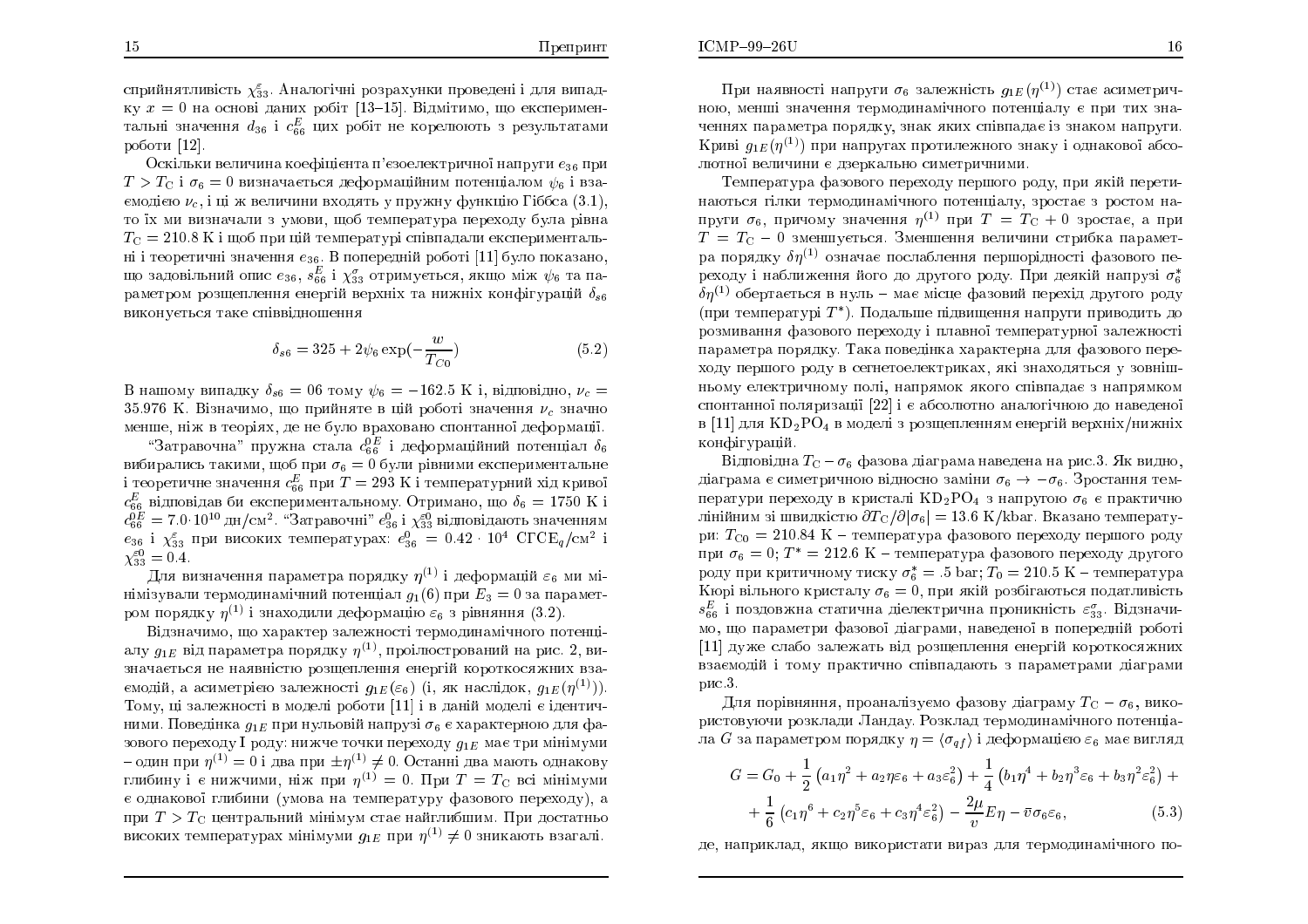сприйнятливість $\chi_{33}^{\varepsilon}$. Аналогічні розрахунки проведені і для випадку $x=0$ на основі даних робіт [13–15]. Відмітимо, що експериментальні значення $d_{36}$ і $c_{66}^{E}$ цих робіт не корелюють з результатами роботи [12].

Оскільки величина коефіцієнта п'єзоелектричної напруги $e_{36}$ при $T > T_C$ і $\sigma_6 = 0$ визначається деформаційним потенціалом $\psi_6$ і взаємодією $\nu_c$, і ці ж величини входять у пружну функцію Гіббса (3.1), то їх ми визначали з умови, щоб температура переходу була рівна $T_C = 210.8$ K і щоб при цій температурі співпадали експериментальні і теоретичні значення $e_{36}$. В попередній роботі [11] було показано, що задовільний опис $e_{36}$, $s_{66}^{E}$ і $\chi_{33}^{\sigma}$ отримується, якщо між $\psi_6$ та параметром розщеплення енергій верхніх та нижніх конфігурацій $\delta_{s6}$ виконується таке співвідношення

$$
\delta_{s6} = 325 + 2\psi_6 \exp(-\frac{w}{T_{C0}}) \tag{5.2}
$$

В нашому випадку $\delta_{s6} = 06$ тому $\psi_6 = -162.5$ K і, відповідно, $\nu_c = 35.976$ K. Візначимо, що прийняте в цій роботі значення $\nu_c$ значно менше, ніж в теоріях, де не було враховано спонтанної деформації.

"Затравочна" пружна стала $c_{66}^{0E}$ і деформаційний потенціал $\delta_6$ вибирались такими, щоб при $\sigma_6 = 0$ були рівними експериментальне і теоретичне значення $c_{66}^{E}$ при $T = 293$ K і температурний хід кривої $c_{66}^{E}$ відповідав би експериментальному. Отримано, що $\delta_6 = 1750$ K і $c_{66}^{0E} = 7.0 \cdot 10^{10}$ дн/см$^2$. "Затравочні" $e_{36}^{0}$ і $\chi_{33}^{\varepsilon 0}$ відповідають значенням $e_{36}$ і $\chi_{33}^{\varepsilon}$ при високих температурах: $e_{36}^{0} = 0.42 \cdot 10^{4}$ СГСЕ$_q$/см$^2$ і $\chi_{33}^{\varepsilon 0} = 0.4$.

Для визначення параметра порядку $\eta^{(1)}$ і деформацій $\varepsilon_6$ ми мінімізували термодинамічний потенціал $g_1(6)$ при $E_3 = 0$ за параметром порядку $\eta^{(1)}$ і знаходили деформацію $\varepsilon_6$ з рівняння (3.2).

Відзначимо, що характер залежності термодинамічного потенціалу $g_{1E}$ від параметра порядку $\eta^{(1)}$, проілюстрований на рис. 2, визначається не наявністю розщеплення енергій короткосяжних взаємодій, а асиметрією залежності $g_{1E}(\varepsilon_6)$ (і, як наслідок, $g_{1E}(\eta^{(1)})$). Тому, ці залежності в моделі роботи [11] і в даній моделі є ідентичними. Поведінка $g_{1E}$ при нульовій напрузі $\sigma_6$ є характерною для фазового переходу I роду: нижче точки переходу $g_{1E}$ має три мінімуми – один при $\eta^{(1)} = 0$ і два при $\pm\eta^{(1)} \neq 0$. Останні два мають однакову глибину і є нижчими, ніж при $\eta^{(1)} = 0$. При $T = T_C$ всі мінімуми є однакової глибини (умова на температуру фазового переходу), а при $T > T_C$ центральний мінімум стає найглибшим. При достатньо високих температурах мінімуми $g_{1E}$ при $\eta^{(1)} \neq 0$ зникають взагалі.

При наявності напруги $\sigma_6$ залежність $g_{1E}(\eta^{(1)})$ стає асиметричною, менші значення термодинамічного потенціалу є при тих значеннях параметра порядку, знак яких співпадає із знаком напруги. Криві $g_{1E}(\eta^{(1)})$ при напругах протилежного знаку і однакової абсолютної величини є дзеркально симетричними.

Температура фазового переходу першого роду, при якій перетинаються гілки термодинамічного потенціалу, зростає з ростом напруги $\sigma_6$, причому значення $\eta^{(1)}$ при $T = T_C + 0$ зростає, а при $T = T_C - 0$ зменшується. Зменшення величини стрибка параметра порядку $\delta\eta^{(1)}$ означає послаблення першорідності фазового переходу і наближення його до другого роду. При деякій напрузі $\sigma_6^*$ $\delta\eta^{(1)}$ обертається в нуль – має місце фазовий перехід другого роду (при температурі $T^*$). Подальше підвищення напруги приводить до розмивання фазового переходу і плавної температурної залежності параметра порядку. Така поведінка характерна для фазового переходу першого роду в сегнетоелектриках, які знаходяться у зовнішньому електричному полі, напрямок якого співпадає з напрямком спонтанної поляризації [22] і є абсолютно аналогічною до наведеної в [11] для $KD_2PO_4$ в моделі з розщепленням енергій верхніх/нижніх конфігурацій.

Відповідна $T_C - \sigma_6$ фазова діаграма наведена на рис.3. Як видно, діаграма є симетричною відносно заміни $\sigma_6 \to -\sigma_6$. Зростання температури переходу в кристалі $KD_2PO_4$ з напругою $\sigma_6$ є практично лінійним зі швидкістю $\partial T_C/\partial|\sigma_6| = 13.6$ K/kbar. Вказано температури: $T_{C0} = 210.84$ K – температура фазового переходу першого роду при $\sigma_6 = 0$; $T^* = 212.6$ K – температура фазового переходу другого роду при критичному тиску $\sigma_6^* = .5$ bar; $T_0 = 210.5$ K – температура Кюрі вільного кристалу $\sigma_6 = 0$, при якій розбігаються податливість $s_{66}^{E}$ і поздовжна статична діелектрична проникність $\varepsilon_{33}^{\sigma}$. Відзначимо, що параметри фазової діаграми, наведеної в попередній роботі [11] дуже слабо залежать від розщеплення енергій короткосяжних взаємодій і тому практично співпадають з параметрами діаграми рис.3.

Для порівняння, проаналізуємо фазову діаграму $T_C - \sigma_6$, використовуючи розклади Ландау. Розклад термодинамічного потенціала $G$ за параметром порядку $\eta = \langle\sigma_{qf}\rangle$ і деформацією $\varepsilon_6$ має вигляд

$$
\begin{aligned}
G = G_0 &+ \frac{1}{2}\left(a_1\eta^2 + a_2\eta\varepsilon_6 + a_3\varepsilon_6^2\right) + \frac{1}{4}\left(b_1\eta^4 + b_2\eta^3\varepsilon_6 + b_3\eta^2\varepsilon_6^2\right) + \\
&+ \frac{1}{6}\left(c_1\eta^6 + c_2\eta^5\varepsilon_6 + c_3\eta^4\varepsilon_6^2\right) - \frac{2\mu}{v}E\eta - \bar{v}\sigma_6\varepsilon_6,
\end{aligned} \tag{5.3}
$$

де, наприклад, якщо використати вираз для термодинамічного по-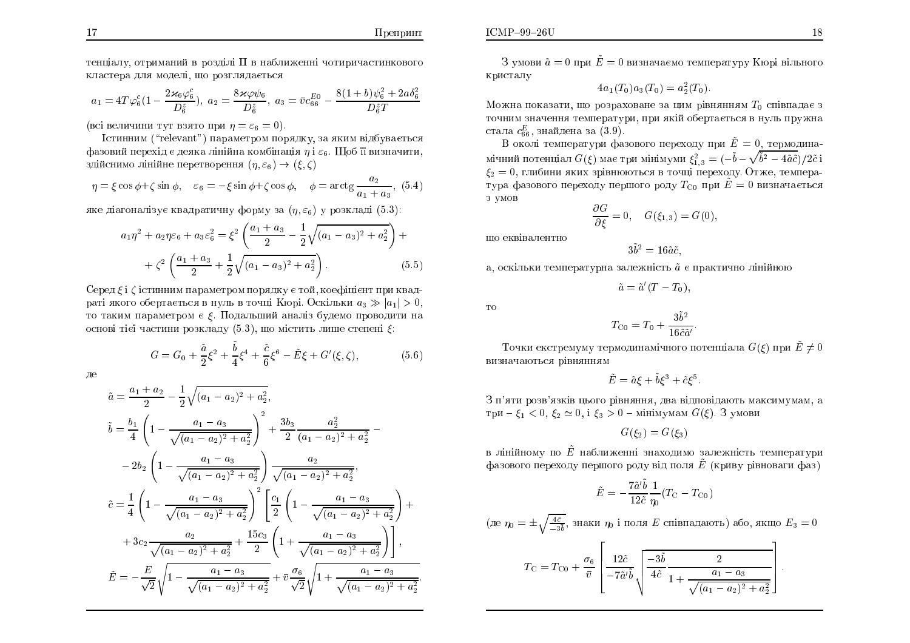тенціалу, отриманий в розділі II в наближенні чотиричастинкового кластера для моделі, що розглядається

$$a_1 = 4T\varphi_6^c(1 - \frac{2\varkappa_6\varphi_6^c}{D_6^z}),\ a_2 = \frac{8\varkappa\varphi\psi_6}{D_6^z},\ a_3 = \bar{v}c_{66}^{E0} - \frac{8(1+b)\psi_6^2 + 2a\delta_6^2}{D_6^z T}$$

(всі величини тут взято при $\eta = \varepsilon_6 = 0$).

Істинним ("relevant") параметром порядку, за яким відбувається фазовий перехід є деяка лінійна комбінація $\eta$ і $\varepsilon_6$. Щоб її визначити, здійснимо лінійне перетворення $(\eta, \varepsilon_6) \to (\xi, \zeta)$

$$\eta = \xi\cos\phi + \zeta\sin\phi, \quad \varepsilon_6 = -\xi\sin\phi + \zeta\cos\phi, \quad \phi = \operatorname{arctg}\frac{a_2}{a_1 + a_3}, \tag{5.4}$$

яке діагоналізує квадратичну форму за $(\eta, \varepsilon_6)$ у розкладі (5.3):

$$a_1\eta^2 + a_2\eta\varepsilon_6 + a_3\varepsilon_6^2 = \xi^2\left(\frac{a_1 + a_3}{2} - \frac{1}{2}\sqrt{(a_1 - a_3)^2 + a_2^2}\right) +$$
$$+ \zeta^2\left(\frac{a_1 + a_3}{2} + \frac{1}{2}\sqrt{(a_1 - a_3)^2 + a_2^2}\right). \tag{5.5}$$

Серед $\xi$ і $\zeta$ істинним параметром порядку є той, коефіцієнт при квадраті якого обертається в нуль в точці Кюрі. Оскільки $a_3 \gg |a_1| > 0$, то таким параметром є $\xi$. Подальший аналіз будемо проводити на основі тієї частини розкладу (5.3), що містить лише степені $\xi$:

$$G = G_0 + \frac{\tilde{a}}{2}\xi^2 + \frac{\tilde{b}}{4}\xi^4 + \frac{\tilde{c}}{6}\xi^6 - \tilde{E}\xi + G'(\xi, \zeta), \tag{5.6}$$

де

$$\tilde{a} = \frac{a_1 + a_2}{2} - \frac{1}{2}\sqrt{(a_1 - a_2)^2 + a_2^2},$$

$$\tilde{b} = \frac{b_1}{4}\left(1 - \frac{a_1 - a_3}{\sqrt{(a_1 - a_2)^2 + a_2^2}}\right)^2 + \frac{3b_3}{2}\frac{a_2^2}{(a_1 - a_2)^2 + a_2^2} -$$
$$- 2b_2\left(1 - \frac{a_1 - a_3}{\sqrt{(a_1 - a_2)^2 + a_2^2}}\right)\frac{a_2}{\sqrt{(a_1 - a_2)^2 + a_2^2}},$$

$$\tilde{c} = \frac{1}{4}\left(1 - \frac{a_1 - a_3}{\sqrt{(a_1 - a_2)^2 + a_2^2}}\right)^2\left[\frac{c_1}{2}\left(1 - \frac{a_1 - a_3}{\sqrt{(a_1 - a_2)^2 + a_2^2}}\right) +\right.$$
$$\left. + 3c_2\frac{a_2}{\sqrt{(a_1 - a_2)^2 + a_2^2}} + \frac{15c_3}{2}\left(1 + \frac{a_1 - a_3}{\sqrt{(a_1 - a_2)^2 + a_2^2}}\right)\right],$$

$$\tilde{E} = -\frac{E}{\sqrt{2}}\sqrt{1 - \frac{a_1 - a_3}{\sqrt{(a_1 - a_2)^2 + a_2^2}}} + \bar{v}\frac{\sigma_6}{\sqrt{2}}\sqrt{1 + \frac{a_1 - a_3}{\sqrt{(a_1 - a_2)^2 + a_2^2}}}.$$

З умови $\tilde{a} = 0$ при $\tilde{E} = 0$ визначаємо температуру Кюрі вільного кристалу

$$4a_1(T_0)a_3(T_0) = a_2^2(T_0).$$

Можна показати, що розраховане за цим рівнянням $T_0$ співпадає з точним значення температури, при якій обертається в нуль пружна стала $c_{66}^E$, знайдена за (3.9).

В околі температури фазового переходу при $\tilde{E} = 0$, термодинамічний потенціал $G(\xi)$ має три мінімуми $\xi_{1,3}^2 = (-\tilde{b} - \sqrt{\tilde{b}^2 - 4\tilde{a}\tilde{c}})/2\tilde{c}$ і $\xi_2 = 0$, глибини яких зрівнюються в точці переходу. Отже, температура фазового переходу першого роду $T_{C0}$ при $\tilde{E} = 0$ визначається з умов

$$\frac{\partial G}{\partial \xi} = 0, \quad G(\xi_{1,3}) = G(0),$$

що еквівалентно

$$3\tilde{b}^2 = 16\tilde{a}\tilde{c},$$

а, оскільки температурна залежність $\tilde{a}$ є практично лінійною

$$\tilde{a} = \tilde{a}'(T - T_0),$$

то

$$T_{C0} = T_0 + \frac{3\tilde{b}^2}{16\tilde{c}\tilde{a}'}.$$

Точки екстремуму термодинамічного потенціала $G(\xi)$ при $\tilde{E} \neq 0$ визначаються рівнянням

$$\tilde{E} = \tilde{a}\xi + \tilde{b}\xi^3 + \tilde{c}\xi^5.$$

З п'яти розв'язків цього рівняння, два відповідають максимумам, а три – $\xi_1 < 0$, $\xi_2 \simeq 0$, і $\xi_3 > 0$ – мінімумам $G(\xi)$. З умови

$$G(\xi_2) = G(\xi_3)$$

в лінійному по $\tilde{E}$ наближенні знаходимо залежність температури фазового переходу першого роду від поля $\tilde{E}$ (криву рівноваги фаз)

$$\tilde{E} = -\frac{7\tilde{a}'\tilde{b}}{12\tilde{c}}\frac{1}{\eta_0}(T_C - T_{C0})$$

(де $\eta_0 = \pm\sqrt{\frac{4\tilde{c}}{-3\tilde{b}}}$, знаки $\eta_0$ і поля $E$ співпадають) або, якщо $E_3 = 0$

$$T_C = T_{C0} + \frac{\sigma_6}{\bar{v}}\left[\frac{12\tilde{c}}{-7\tilde{a}'\tilde{b}}\sqrt{\frac{-3\tilde{b}}{4\tilde{c}}\frac{2}{1 + \frac{a_1 - a_3}{\sqrt{(a_1 - a_2)^2 + a_2^2}}}}\right].$$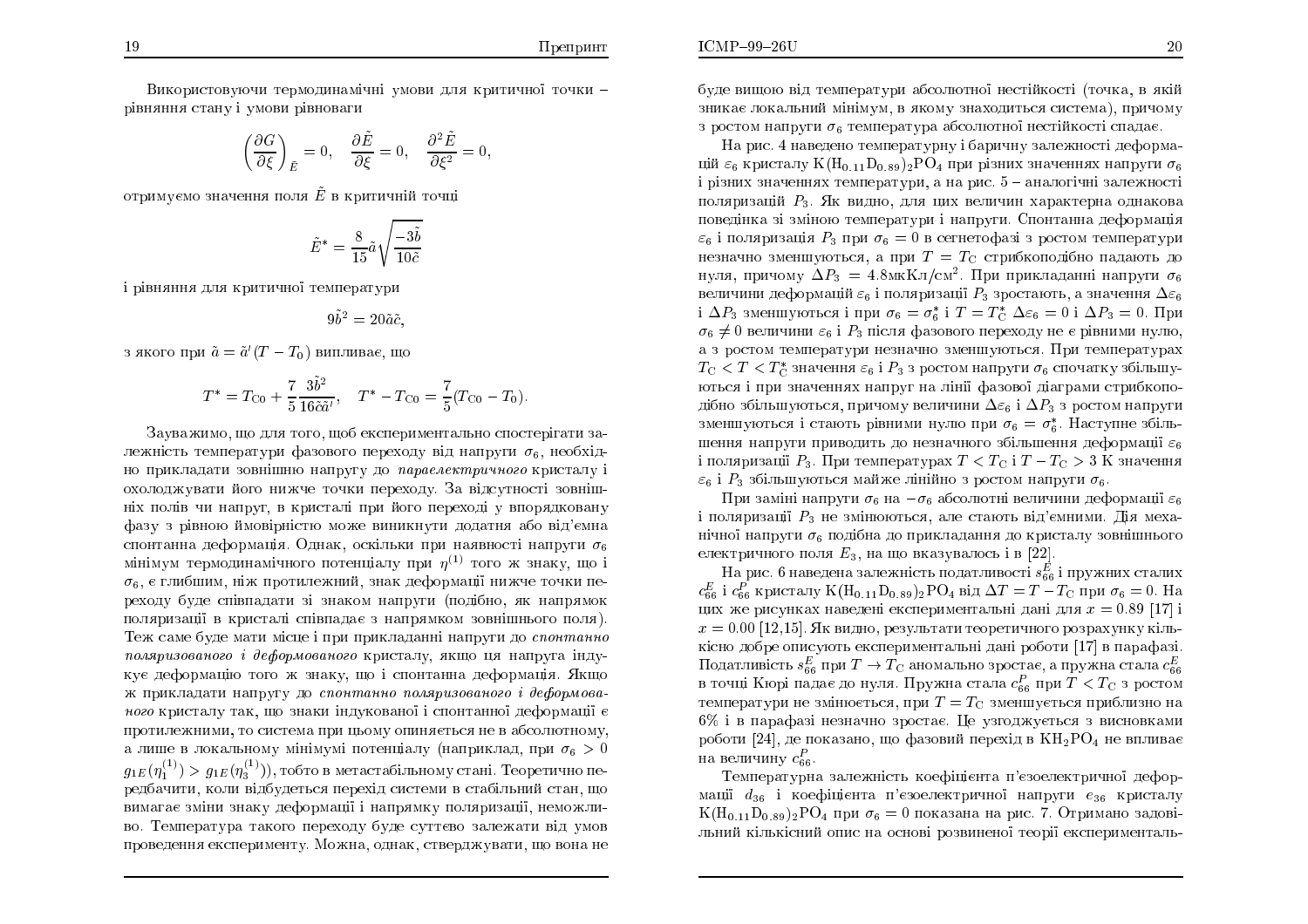Використовуючи термодинамічні умови для критичної точки – рівняння стану і умови рівноваги

$$\left(\frac{\partial G}{\partial \xi}\right)_{\tilde{E}} = 0, \quad \frac{\partial \tilde{E}}{\partial \xi} = 0, \quad \frac{\partial^2 \tilde{E}}{\partial \xi^2} = 0,$$

отримуємо значення поля $\tilde{E}$ в критичній точці

$$\tilde{E}^* = \frac{8}{15}\tilde{a}\sqrt{\frac{-3\tilde{b}}{10\tilde{c}}}$$

і рівняння для критичної температури

$$9\tilde{b}^2 = 20\tilde{a}\tilde{c},$$

з якого при $\tilde{a} = \tilde{a}'(T - T_0)$ випливає, що

$$T^* = T_{\mathrm{C}0} + \frac{7}{5}\frac{3\tilde{b}^2}{16\tilde{c}\tilde{a}'}, \quad T^* - T_{\mathrm{C}0} = \frac{7}{5}(T_{\mathrm{C}0} - T_0).$$

Зауважимо, що для того, щоб експериментально спостерігати залежність температури фазового переходу від напруги $\sigma_6$, необхідно прикладати зовнішню напругу до *параелектричного* кристалу і охолоджувати його нижче точки переходу. За відсутності зовнішніх полів чи напруг, в кристалі при його переході у впорядковану фазу з рівною ймовірністю може виникнути додатня або від'ємна спонтанна деформація. Однак, оскільки при наявності напруги $\sigma_6$ мінімум термодинамічного потенціалу при $\eta^{(1)}$ того ж знаку, що і $\sigma_6$, є глибшим, ніж протилежний, знак деформації нижче точки переходу буде співпадати зі знаком напруги (подібно, як напрямок поляризації в кристалі співпадає з напрямком зовнішнього поля). Теж саме буде мати місце і при прикладанні напруги до *спонтанно поляризованого і деформованого* кристалу, якщо ця напруга індукує деформацію того ж знаку, що і спонтанна деформація. Якщо ж прикладати напругу до *спонтанно поляризованого і деформованого* кристалу так, що знаки індукованої і спонтанної деформації є протилежними, то система при цьому опиняється не в абсолютному, а лише в локальному мінімумі потенціалу (наприклад, при $\sigma_6 > 0$ $g_{1E}(\eta_1^{(1)}) > g_{1E}(\eta_3^{(1)})$), тобто в метастабільному стані. Теоретично передбачити, коли відбудеться перехід системи в стабільний стан, що вимагає зміни знаку деформації і напрямку поляризації, неможливо. Температура такого переходу буде суттєво залежати від умов проведення експерименту. Можна, однак, стверджувати, що вона не буде вищою від температури абсолютної нестійкості (точка, в якій зникає локальний мінімум, в якому знаходиться система), причому з ростом напруги $\sigma_6$ температура абсолютної нестійкості спадає.

На рис. 4 наведено температурну і баричну залежності деформацій $\varepsilon_6$ кристалу $K(H_{0.11}D_{0.89})_2PO_4$ при різних значеннях напруги $\sigma_6$ і різних значеннях температури, а на рис. 5 – аналогічні залежності поляризацій $P_3$. Як видно, для цих величин характерна однакова поведінка зі зміною температури і напруги. Спонтанна деформація $\varepsilon_6$ і поляризація $P_3$ при $\sigma_6 = 0$ в сегнетофазі з ростом температури незначно зменшуються, а при $T = T_{\mathrm{C}}$ стрибкоподібно падають до нуля, причому $\Delta P_3 = 4.8$мкКл/см$^2$. При прикладанні напруги $\sigma_6$ величини деформацій $\varepsilon_6$ і поляризації $P_3$ зростають, а значення $\Delta\varepsilon_6$ і $\Delta P_3$ зменшуються і при $\sigma_6 = \sigma_6^*$ і $T = T_{\mathrm{C}}^*$ $\Delta\varepsilon_6 = 0$ і $\Delta P_3 = 0$. При $\sigma_6 \neq 0$ величини $\varepsilon_6$ і $P_3$ після фазового переходу не є рівними нулю, а з ростом температури незначно зменшуються. При температурах $T_{\mathrm{C}} < T < T_{\mathrm{C}}^*$ значення $\varepsilon_6$ і $P_3$ з ростом напруги $\sigma_6$ спочатку збільшуються і при значеннях напруг на лінії фазової діаграми стрибкоподібно збільшуються, причому величини $\Delta\varepsilon_6$ і $\Delta P_3$ з ростом напруги зменшуються і стають рівними нулю при $\sigma_6 = \sigma_6^*$. Наступне збільшення напруги приводить до незначного збільшення деформації $\varepsilon_6$ і поляризації $P_3$. При температурах $T < T_{\mathrm{C}}$ і $T - T_{\mathrm{C}} > 3$ K значення $\varepsilon_6$ і $P_3$ збільшуються майже лінійно з ростом напруги $\sigma_6$.

При заміні напруги $\sigma_6$ на $-\sigma_6$ абсолютні величини деформації $\varepsilon_6$ і поляризації $P_3$ не змінюються, але стають від'ємними. Дія механічної напруги $\sigma_6$ подібна до прикладання до кристалу зовнішнього електричного поля $E_3$, на що вказувалось і в [22].

На рис. 6 наведена залежність податливості $s_{66}^E$ і пружних сталих $c_{66}^E$ і $c_{66}^P$ кристалу $K(H_{0.11}D_{0.89})_2PO_4$ від $\Delta T = T - T_{\mathrm{C}}$ при $\sigma_6 = 0$. На цих же рисунках наведені експериментальні дані для $x = 0.89$ [17] і $x = 0.00$ [12,15]. Як видно, результати теоретичного розрахунку кількісно добре описують експериментальні дані роботи [17] в парафазі. Податливість $s_{66}^E$ при $T \to T_{\mathrm{C}}$ аномально зростає, а пружна стала $c_{66}^E$ в точці Кюрі падає до нуля. Пружна стала $c_{66}^P$ при $T < T_{\mathrm{C}}$ з ростом температури не змінюється, при $T = T_{\mathrm{C}}$ зменшується приблизно на 6% і в парафазі незначно зростає. Це узгоджується з висновками роботи [24], де показано, що фазовий перехід в $KH_2PO_4$ не впливає на величину $c_{66}^P$.

Температурна залежність коефіцієнта п'єзоелектричної деформації $d_{36}$ і коефіцієнта п'єзоелектричної напруги $e_{36}$ кристалу $K(H_{0.11}D_{0.89})_2PO_4$ при $\sigma_6 = 0$ показана на рис. 7. Отримано задовільний кількісний опис на основі розвиненої теорії експерименталь-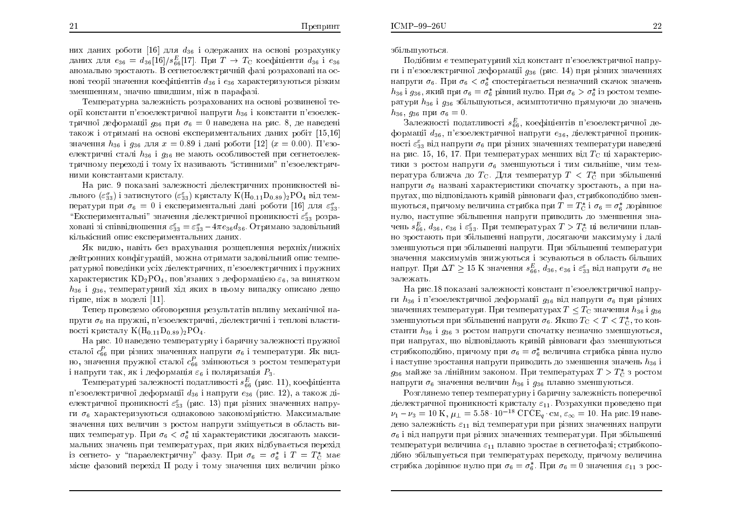них даних роботи [16] для $d_{36}$ і одержаних на основі розрахунку даних для $e_{36} = d_{36}[16]/s^E_{66}[17]$. При $T \to T_C$ коефіцієнти $d_{36}$ і $e_{36}$ аномально зростають. В сегнетоелектричній фазі розраховані на основі теорії значення коефіцієнтів $d_{36}$ і $e_{36}$ характеризуються різким зменшенням, значно швидшим, ніж в парафазі.

Температурна залежність розрахованих на основі розвиненої теорії константи п'єзоелектричної напруги $h_{36}$ і константи п'єзоелектричної деформації $g_{36}$ при $\sigma_6 = 0$ наведена на рис. 8, де наведені також і отримані на основі експериментальних даних робіт [15,16] значення $h_{36}$ і $g_{36}$ для $x = 0.89$ і дані роботи [12] ($x = 0.00$). П'єзоелектричні сталі $h_{36}$ і $g_{36}$ не мають особливостей при сегнетоелектричному переході і тому їх називають "істинними" п'єзоелектричними константами кристалу.

На рис. 9 показані залежності діелектричних проникностей вільного ($\varepsilon^\sigma_{33}$) і затиснутого ($\varepsilon^\varepsilon_{33}$) кристалу $K(H_{0.11}D_{0.89})_2PO_4$ від температури при $\sigma_6 = 0$ і експериментальні дані роботи [16] для $\varepsilon^\sigma_{33}$. "Експериментальні" значення діелектричної проникності $\varepsilon^\varepsilon_{33}$ розраховані зі співвідношення $\varepsilon^\varepsilon_{33} = \varepsilon^\sigma_{33} - 4\pi e_{36} d_{36}$. Отримано задовільний кількісний опис експериментальних даних.

Як видно, навіть без врахування розщеплення верхніх/нижніх дейтронних конфігурацій, можна отримати задовільний опис температурної поведінки усіх діелектричних, п'єзоелектричних і пружних характеристик $KD_2PO_4$, пов'язаних з деформацією $\varepsilon_6$, за винятком $h_{36}$ і $g_{36}$, температурний хід яких в цьому випадку описано дещо гірше, ніж в моделі [11].

Тепер проведемо обговорення результатів впливу механічної напруги $\sigma_6$ на пружні, п'єзоелектричні, діелектричні і теплові властивості кристалу $K(H_{0.11}D_{0.89})_2PO_4$.

На рис. 10 наведено температурну і баричну залежності пружної сталої $c^P_{66}$ при різних значеннях напруги $\sigma_6$ і температури. Як видно, значення пружної сталої $c^P_{66}$ змінюються з ростом температури і напруги так, як і деформація $\varepsilon_6$ і поляризація $P_3$.

Температурні залежності податливості $s^E_{66}$ (рис. 11), коефіцієнта п'єзоелектричної деформації $d_{36}$ і напруги $e_{36}$ (рис. 12), а також діелектричної проникності $\varepsilon^\varepsilon_{33}$ (рис. 13) при різних значеннях напруги $\sigma_6$ характеризуються однаковою закономірністю. Максимальне значення цих величин з ростом напруги зміщується в область вищих температур. При $\sigma_6 < \sigma^*_6$ ці характеристики досягають максимальних значень при температурах, при яких відбувається перехід із сегнето- у "параелектричну" фазу. При $\sigma_6 = \sigma^*_6$ і $T = T^*_C$ має місце фазовий перехід II роду і тому значення цих величин різко збільшуються.

Подібним є температурний хід констант п'єзоелектричної напруги і п'єзоелектричної деформації $g_{36}$ (рис. 14) при різних значеннях напруги $\sigma_6$. При $\sigma_6 < \sigma^*_6$ спостерігається незначний скачок значень $h_{36}$ і $g_{36}$, який при $\sigma_6 = \sigma^*_6$ рівний нулю. При $\sigma_6 > \sigma^*_6$ із ростом температури $h_{36}$ і $g_{36}$ збільшуються, асимптотично прямуючи до значень $h_{36}$, $g_{36}$ при $\sigma_6 = 0$.

Залежності податливості $s^E_{66}$, коефіцієнтів п'єзоелектричної деформації $d_{36}$, п'єзоелектричної напруги $e_{36}$, діелектричної проникності $\varepsilon^\varepsilon_{33}$ від напруги $\sigma_6$ при різних значеннях температури наведені на рис. 15, 16, 17. При температурах менших від $T_C$ ці характеристики з ростом напруги $\sigma_6$ зменшуються і тим сильніше, чим температура ближча до $T_C$. Для температур $T < T^*_C$ при збільшенні напруги $\sigma_6$ названі характеристики спочатку зростають, а при напругах, що відповідають кривій рівноваги фаз, стрибкоподібно зменшуються, причому величина стрибка при $T = T^*_C$ і $\sigma_6 = \sigma^*_6$ дорівнює нулю, наступне збільшення напруги приводить до зменшення значень $s^E_{66}$, $d_{36}$, $e_{36}$ і $\varepsilon^\varepsilon_{33}$. При температурах $T > T^*_C$ ці величини плавно зростають при збільшенні напруги, досягаючи максимуму і далі зменшуються при збільшенні напруги. При збільшенні температури значення максимумів знижуються і зсуваються в область більших напруг. При $\Delta T \geq 15$ K значення $s^E_{66}$, $d_{36}$, $e_{36}$ і $\varepsilon^\varepsilon_{33}$ від напруги $\sigma_6$ не залежать.

На рис.18 показані залежності констант п'єзоелектричної напруги $h_{36}$ і п'єзоелектричної деформації $g_{36}$ від напруги $\sigma_6$ при різних значеннях температури. При температурах $T \leq T_C$ значення $h_{36}$ і $g_{36}$ зменшуються при збільшенні напруги $\sigma_6$. Якщо $T_C < T < T^*_C$, то константи $h_{36}$ і $g_{36}$ з ростом напруги спочатку незначно зменшуються, при напругах, що відповідають кривій рівноваги фаз зменшуються стрибкоподібно, причому при $\sigma_6 = \sigma^*_6$ величина стрибка рівна нулю і наступне зростання напруги приводить до зменшення значень $h_{36}$ і $g_{36}$ майже за лінійним законом. При температурах $T > T^*_C$ з ростом напруги $\sigma_6$ значення величин $h_{36}$ і $g_{36}$ плавно зменшуються.

Розглянемо тепер температурну і баричну залежність поперечної діелектричної проникності кристалу $\varepsilon_{11}$. Розрахунки проведено при $\nu_1 - \nu_3 = 10$ K, $\mu_\perp = 5.58 \cdot 10^{-18}$ СГСЕ$_q \cdot$см, $\varepsilon_\infty = 10$. На рис.19 наведено залежність $\varepsilon_{11}$ від температури при різних значеннях напруги $\sigma_6$ і від напруги при різних значеннях температури. При збільшенні температури величина $\varepsilon_{11}$ плавно зростає в сегнетофазі; стрибкоподібно збільшується при температурах переходу, причому величина стрибка дорівнює нулю при $\sigma_6 = \sigma^*_6$. При $\sigma_6 = 0$ значення $\varepsilon_{11}$ з рос-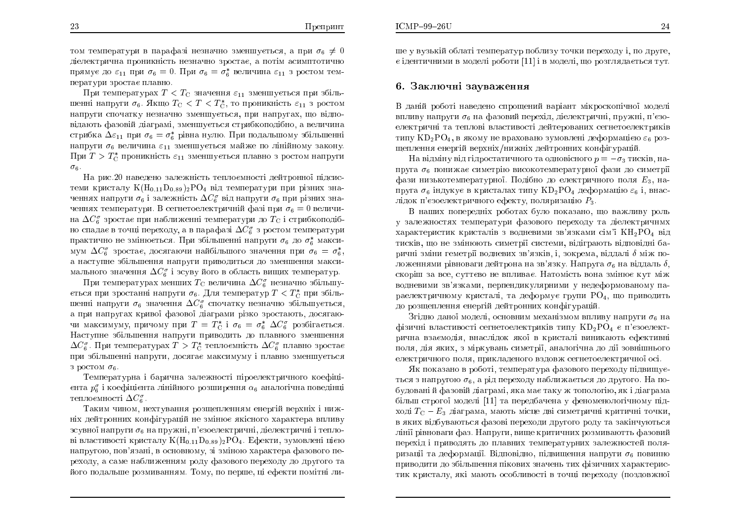том температури в парафазі незначно зменшується, а при $\sigma_6 \neq 0$ діелектрична проникність незначно зростає, а потім асимптотично прямує до $\varepsilon_{11}$ при $\sigma_6 = 0$. При $\sigma_6 = \sigma_6^*$ величина $\varepsilon_{11}$ з ростом температури зростає плавно.

При температурах $T < T_{\rm C}$ значення $\varepsilon_{11}$ зменшується при збільшенні напруги $\sigma_6$. Якщо $T_{\rm C} < T < T_{\rm C}^*$, то проникність $\varepsilon_{11}$ з ростом напруги спочатку незначно зменшується, при напругах, що відповідають фазовій діаграмі, зменшується стрибкоподібно, а величина стрибка $\Delta\varepsilon_{11}$ при $\sigma_6 = \sigma_6^*$ рівна нулю. При подальшому збільшенні напруги $\sigma_6$ величина $\varepsilon_{11}$ зменшується майже по лінійному закону. При $T > T_{\rm C}^*$ проникність $\varepsilon_{11}$ зменшується плавно з ростом напруги $\sigma_6$.

На рис.20 наведено залежність теплоємності дейтронної підсистеми кристалу $K(H_{0.11}D_{0.89})_2PO_4$ від температури при різних значеннях напруги $\sigma_6$ і залежність $\Delta C_6^{\sigma}$ від напруги $\sigma_6$ при різних значеннях температури. В сегнетоелектричній фазі при $\sigma_6 = 0$ величина $\Delta C_6^{\sigma}$ зростає при наближенні температури до $T_{\rm C}$ і стрибкоподібно спадає в точці переходу, а в парафазі $\Delta C_6^{\sigma}$ з ростом температури практично не змінюється. При збільшенні напруги $\sigma_6$ до $\sigma_6^*$ максимум $\Delta C_6^{\sigma}$ зростає, досягаючи найбільшого значення при $\sigma_6 = \sigma_6^*$, а наступне збільшення напруги приводиться до зменшення максимального значення $\Delta C_6^{\sigma}$ і зсуву його в область вищих температур.

При температурах менших $T_{\rm C}$ величина $\Delta C_6^{\sigma}$ незначно збільшується при зростанні напруги $\sigma_6$. Для температур $T < T_{\rm C}^*$ при збільшенні напруги $\sigma_6$ значення $\Delta C_6^{\sigma}$ спочатку незначно збільшується, а при напругах кривої фазової діаграми різко зростають, досягаючи максимуму, причому при $T = T_{\rm C}^*$ і $\sigma_6 = \sigma_6^*$ $\Delta C_6^{\sigma}$ розбігається. Наступне збільшення напруги приводить до плавного зменшення $\Delta C_6^{\sigma}$. При температурах $T > T_{\rm C}^*$ теплоємність $\Delta C_6^{\sigma}$ плавно зростає при збільшенні напруги, досягає максимуму і плавно зменшується з ростом $\sigma_6$.

Температурна і барична залежності піроелектричного коефіцієнта $p_6^{\sigma}$ і коефіцієнта лінійного розширення $\alpha_6$ аналогічна поведінці теплоємності $\Delta C_6^{\sigma}$.

Таким чином, нехтування розщепленням енергій верхніх і нижніх дейтронних конфігурацій не змінює якісного характера впливу зсувної напруги $\sigma_6$ на пружні, п'єзоелектричні, діелектричні і теплові властивості кристалу $K(H_{0.11}D_{0.89})_2PO_4$. Ефекти, зумовлені цією напругою, пов'язані, в основному, зі зміною характера фазового переходу, а саме наближенням роду фазового переходу до другого та його подальше розмиванням. Тому, по перше, ці ефекти помітні лише у вузькій обласі температур поблизу точки переходу і, по друге, є ідентичними в моделі роботи [11] і в моделі, що розглядається тут.

## 6. Заключні зауваження

В даній роботі наведено спрощений варіант мікроскопічної моделі впливу напруги $\sigma_6$ на фазовий перехід, діелектричні, пружні, п'єзоелектричні та теплові властивості дейтерованих сегнетоелектриків типу $KD_2PO_4$, в якому не враховано зумовлені деформацією $\varepsilon_6$ розщеплення енергій верхніх/нижніх дейтронних конфігурацій.

На відміну від гідростатичного та одновісного $p = -\sigma_3$ тисків, напруга $\sigma_6$ понижає симетрію високотемпературної фази до симетрії фази низькотемпературної. Подібно до електричного поля $E_3$, напруга $\sigma_6$ індукує в кристалах типу $KD_2PO_4$ деформацію $\varepsilon_6$ і, внаслідок п'єзоелектричного ефекту, поляризацію $P_3$.

В наших попередніх роботах було показано, що важливу роль у залежностях температури фазового переходу та діелектричнмх характеристик кристалів з водневими зв'язками сім'ї $KH_2PO_4$ від тисків, що не змінюють симетрії системи, відіграють відповідні баричні зміни геметрії водневих зв'язків, і, зокрема, віддалі $\delta$ між положеннями рівноваги дейтрона на зв'язку. Напруга $\sigma_6$ на віддаль $\delta$, скоріш за все, суттево не впливає. Натомість вона змінює кут між водневими зв'язками, перпендикулярними у недеформованому параелектричному кристалі, та деформує групи $PO_4$, що приводить до розщеплення енергій дейтронних конфігурацій.

Згідно даної моделі, основним механізмом впливу напруги $\sigma_6$ на фізичні властивості сегнетоелектриків типу $KD_2PO_4$ є п'єзоелектрична взаємодія, внаслідок якої в кристалі виникають ефективні поля, дія яких, з міркувань симетрії, аналогічна до дії зовнішнього електричного поля, прикладеного вздовж сегнетоелектричної осі.

Як показано в роботі, температура фазового переходу підвищується з напругою $\sigma_6$, а рід переходу наближається до другого. На побудовані й фазовій діаграмі, яка має таку ж топологію, як і діаграма більш строгої моделі [11] та передбачена у феноменологічному підході $T_{\rm C} - E_3$ діаграма, мають місце дві симетричні критичні точки, в яких відбуваються фазові переходи другого роду та закінчуються лінії рівноваги фаз. Напруги, вище критичних розмиваютть фазовий перехід і приводять до плавних температурних залежностей поляризації та деформації. Відповідно, підвищення напруги $\sigma_6$ повинно приводити до збільшення пікових значень тих фізичних характеристик кристалу, які мають особливості в точці переходу (поздовжної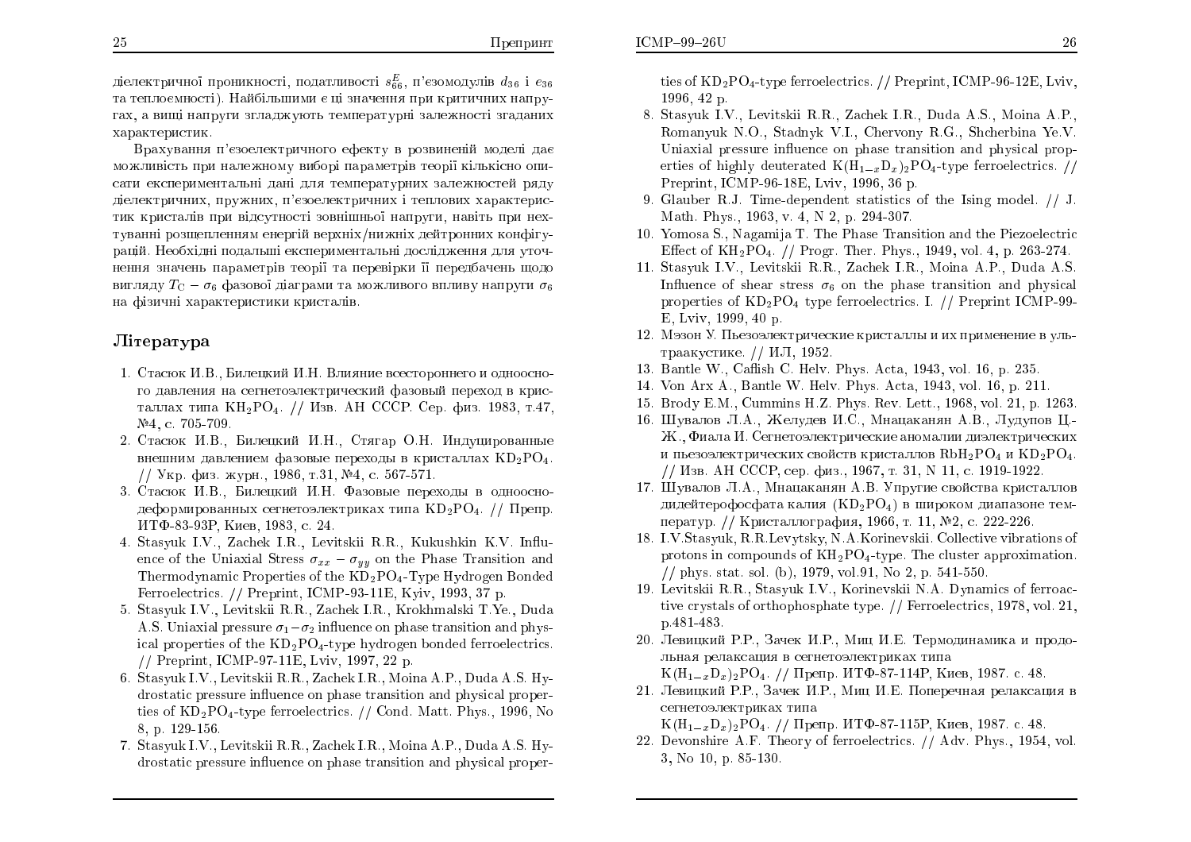діелектричної проникності, податливості $s^E_{66}$, п'єзомодулів $d_{36}$ і $e_{36}$ та теплоємності). Найбільшими є ці значення при критичних напругах, а вищі напруги згладжують температурні залежності згаданих характеристик.

Врахування п'єзоелектричного ефекту в розвиненій моделі дає можливість при належному виборі параметрів теорії кількісно описати експериментальні дані для температурних залежностей ряду діелектричних, пружних, п'єзоелектричних і теплових характеристик кристалів при відсутності зовнішньої напруги, навіть при нехтуванні розщепленням енергій верхніх/нижніх дейтронних конфігурацій. Необхідні подальші експериментальні дослідження для уточнення значень параметрів теорії та перевірки її передбачень щодо вигляду $T_C - \sigma_6$ фазової діаграми та можливого впливу напруги $\sigma_6$ на фізичні характеристики кристалів.

## Література

1. Стасюк И.В., Билецкий И.Н. Влияние всестороннего и одноосного давления на сегнетоэлектрический фазовый переход в кристаллах типа $KH_2PO_4$. // Изв. АН СССР. Сер. физ. 1983, т.47, №4, с. 705-709.
2. Стасюк И.В., Билецкий И.Н., Стягар О.Н. Индуцированные внешним давлением фазовые переходы в кристаллах $KD_2PO_4$. // Укр. физ. журн., 1986, т.31, №4, с. 567-571.
3. Стасюк И.В., Билецкий И.Н. Фазовые переходы в одноосно-деформированных сегнетоэлектриках типа $KD_2PO_4$. // Препр. ИТФ-83-93Р, Киев, 1983, с. 24.
4. Stasyuk I.V., Zachek I.R., Levitskii R.R., Kukushkin K.V. Influence of the Uniaxial Stress $\sigma_{xx} - \sigma_{yy}$ on the Phase Transition and Thermodynamic Properties of the $KD_2PO_4$-Type Hydrogen Bonded Ferroelectrics. // Preprint, ICMP-93-11E, Kyiv, 1993, 37 p.
5. Stasyuk I.V., Levitskii R.R., Zachek I.R., Krokhmalski T.Ye., Duda A.S. Uniaxial pressure $\sigma_1 - \sigma_2$ influence on phase transition and physical properties of the $KD_2PO_4$-type hydrogen bonded ferroelectrics. // Preprint, ICMP-97-11E, Lviv, 1997, 22 p.
6. Stasyuk I.V., Levitskii R.R., Zachek I.R., Moina A.P., Duda A.S. Hydrostatic pressure influence on phase transition and physical properties of $KD_2PO_4$-type ferroelectrics. // Cond. Matt. Phys., 1996, No 8, p. 129-156.
7. Stasyuk I.V., Levitskii R.R., Zachek I.R., Moina A.P., Duda A.S. Hydrostatic pressure influence on phase transition and physical properties of $KD_2PO_4$-type ferroelectrics. // Preprint, ICMP-96-12E, Lviv, 1996, 42 p.
8. Stasyuk I.V., Levitskii R.R., Zachek I.R., Duda A.S., Moina A.P., Romanyuk N.O., Stadnyk V.I., Chervony R.G., Shcherbina Ye.V. Uniaxial pressure influence on phase transition and physical properties of highly deuterated $K(H_{1-x}D_x)_2PO_4$-type ferroelectrics. // Preprint, ICMP-96-18E, Lviv, 1996, 36 p.
9. Glauber R.J. Time-dependent statistics of the Ising model. // J. Math. Phys., 1963, v. 4, N 2, p. 294-307.
10. Yomosa S., Nagamija T. The Phase Transition and the Piezoelectric Effect of $KH_2PO_4$. // Progr. Ther. Phys., 1949, vol. 4, p. 263-274.
11. Stasyuk I.V., Levitskii R.R., Zachek I.R., Moina A.P., Duda A.S. Influence of shear stress $\sigma_6$ on the phase transition and physical properties of $KD_2PO_4$ type ferroelectrics. I. // Preprint ICMP-99-E, Lviv, 1999, 40 p.
12. Мэзон У. Пьезоэлектрические кристаллы и их применение в ультраакустике. // ИЛ, 1952.
13. Bantle W., Caflish C. Helv. Phys. Acta, 1943, vol. 16, p. 235.
14. Von Arx A., Bantle W. Helv. Phys. Acta, 1943, vol. 16, p. 211.
15. Brody E.M., Cummins H.Z. Phys. Rev. Lett., 1968, vol. 21, p. 1263.
16. Шувалов Л.А., Желудев И.С., Мнацаканян А.В., Лудупов Ц.-Ж., Фиала И. Сегнетоэлектрические аномалии диэлектрических и пьезоэлектрических свойств кристаллов $RbH_2PO_4$ и $KD_2PO_4$. // Изв. АН СССР, сер. физ., 1967, т. 31, N 11, с. 1919-1922.
17. Шувалов Л.А., Мнацаканян А.В. Упругие свойства кристаллов дидейтерофосфата калия ($KD_2PO_4$) в широком диапазоне температур. // Кристаллография, 1966, т. 11, №2, с. 222-226.
18. I.V.Stasyuk, R.R.Levytsky, N.A.Korinevskii. Collective vibrations of protons in compounds of $KH_2PO_4$-type. The cluster approximation. // phys. stat. sol. (b), 1979, vol.91, No 2, p. 541-550.
19. Levitskii R.R., Stasyuk I.V., Korinevskii N.A. Dynamics of ferroactive crystals of orthophosphate type. // Ferroelectrics, 1978, vol. 21, p.481-483.
20. Левицкий Р.Р., Зачек И.Р., Миц И.Е. Термодинамика и продольная релаксация в сегнетоэлектриках типа $K(H_{1-x}D_x)_2PO_4$. // Препр. ИТФ-87-114Р, Киев, 1987. с. 48.
21. Левицкий Р.Р., Зачек И.Р., Миц И.Е. Поперечная релаксация в сегнетоэлектриках типа $K(H_{1-x}D_x)_2PO_4$. // Препр. ИТФ-87-115Р, Киев, 1987. с. 48.
22. Devonshire A.F. Theory of ferroelectrics. // Adv. Phys., 1954, vol. 3, No 10, p. 85-130.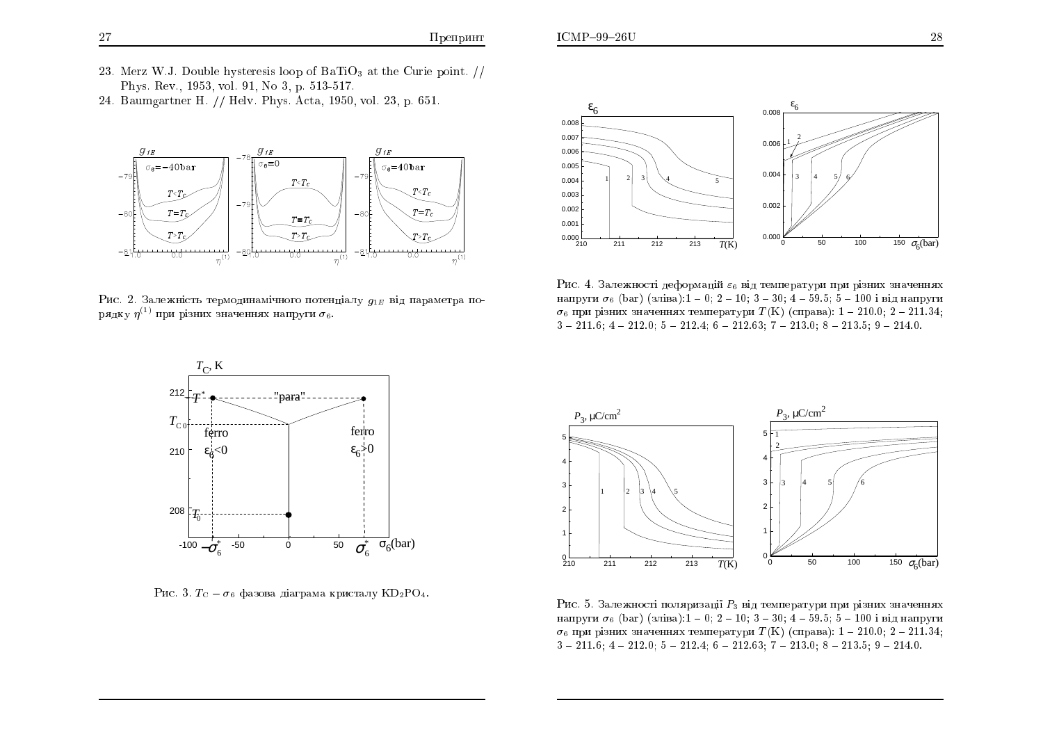23. Merz W.J. Double hysteresis loop of $BaTiO_3$ at the Curie point. // Phys. Rev., 1953, vol. 91, No 3, p. 513-517.
24. Baumgartner H. // Helv. Phys. Acta, 1950, vol. 23, p. 651.

Рис. 2. Залежність термодинамічного потенціалу $g_{1E}$ від параметра порядку $\eta^{(1)}$ при різних значеннях напруги $\sigma_6$.

Рис. 3. $T_C - \sigma_6$ фазова діаграма кристалу $KD_2PO_4$.

Рис. 4. Залежності деформацій $\varepsilon_6$ від температури при різних значеннях напруги $\sigma_6$ (bar) (зліва):1 – 0; 2 – 10; 3 – 30; 4 – 59.5; 5 – 100 і від напруги $\sigma_6$ при різних значеннях температури $T$(K) (справа): 1 – 210.0; 2 – 211.34; 3 – 211.6; 4 – 212.0; 5 – 212.4; 6 – 212.63; 7 – 213.0; 8 – 213.5; 9 – 214.0.

Рис. 5. Залежності поляризації $P_3$ від температури при різних значеннях напруги $\sigma_6$ (bar) (зліва):1 – 0; 2 – 10; 3 – 30; 4 – 59.5; 5 – 100 і від напруги $\sigma_6$ при різних значеннях температури $T$(K) (справа): 1 – 210.0; 2 – 211.34; 3 – 211.6; 4 – 212.0; 5 – 212.4; 6 – 212.63; 7 – 213.0; 8 – 213.5; 9 – 214.0.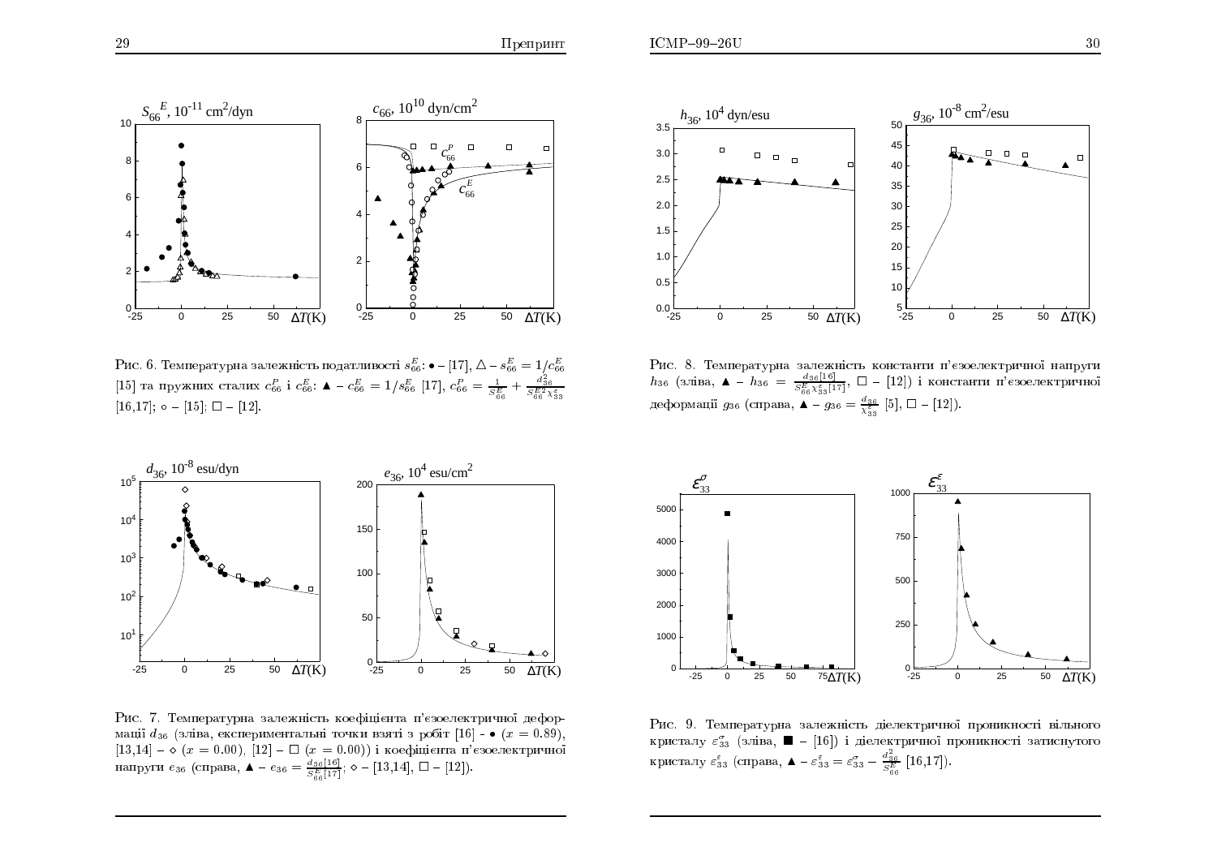Рис. 6. Температурна залежність податливості $s^E_{66}$: • – [17], △ – $s^E_{66} = 1/c^E_{66}$ [15] та пружних сталих $c^P_{66}$ і $c^E_{66}$: ▲ – $c^E_{66} = 1/s^E_{66}$ [17], $c^P_{66} = \frac{1}{S^E_{66}} + \frac{d^2_{36}}{S^{E2}_{66}\chi^\varepsilon_{33}}$ [16,17]; ○ – [15]; □ – [12].

Рис. 7. Температурна залежність коефіцієнта п'єзоелектричної деформації $d_{36}$ (зліва, експериментальні точки взяті з робіт [16] - • ($x = 0.89$), [13,14] – ◇ ($x = 0.00$), [12] – □ ($x = 0.00$)) і коефіцієнта п'єзоелектричної напруги $e_{36}$ (справа, ▲ – $e_{36} = \frac{d_{36}[16]}{S^E_{66}[17]}$; ◇ – [13,14], □ – [12]).

Рис. 8. Температурна залежність константи п'єзоелектричної напруги $h_{36}$ (зліва, ▲ – $h_{36} = \frac{d_{36}[16]}{S^E_{66}\chi^\varepsilon_{33}[17]}$, □ – [12]) і константи п'єзоелектричної деформації $g_{36}$ (справа, ▲ – $g_{36} = \frac{d_{36}}{\chi^\varepsilon_{33}}$ [5], □ – [12]).

Рис. 9. Температурна залежність діелектричної проникності вільного кристалу $\varepsilon^\sigma_{33}$ (зліва, ■ – [16]) і діелектричної проникності затиснутого кристалу $\varepsilon^\varepsilon_{33}$ (справа, ▲ – $\varepsilon^\varepsilon_{33} = \varepsilon^\sigma_{33} - \frac{d^2_{36}}{S^E_{66}}$ [16,17]).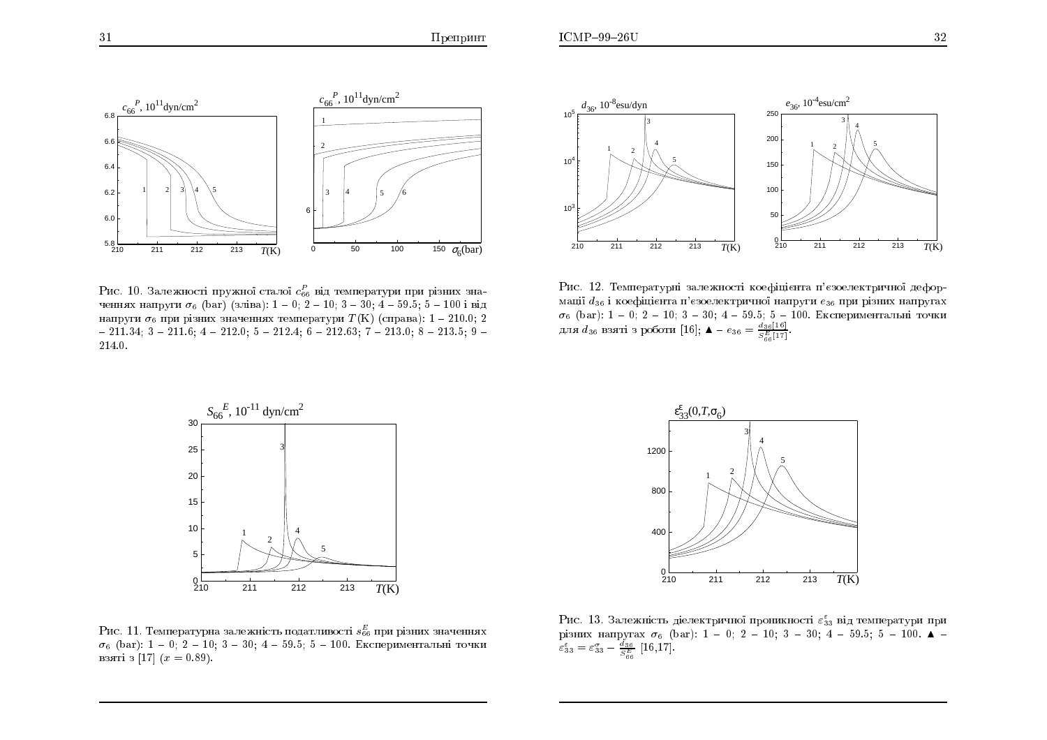Рис. 10. Залежності пружної сталої $c_{66}^P$ від температури при різних значеннях напруги $\sigma_6$ (bar) (зліва): 1 – 0; 2 – 10; 3 – 30; 4 – 59.5; 5 – 100 і від напруги $\sigma_6$ при різних значеннях температури $T$(K) (справа): 1 – 210.0; 2 – 211.34; 3 – 211.6; 4 – 212.0; 5 – 212.4; 6 – 212.63; 7 – 213.0; 8 – 213.5; 9 – 214.0.

Рис. 11. Температурна залежність податливості $s_{66}^E$ при різних значеннях $\sigma_6$ (bar): 1 – 0; 2 – 10; 3 – 30; 4 – 59.5; 5 – 100. Експериментальні точки взяті з [17] ($x = 0.89$).

Рис. 12. Температурні залежності коефіцієнта п'єзоелектричної деформації $d_{36}$ і коефіцієнта п'єзоелектричної напруги $e_{36}$ при різних напругах $\sigma_6$ (bar): 1 – 0; 2 – 10; 3 – 30; 4 – 59.5; 5 – 100. Експериментальні точки для $d_{36}$ взяті з роботи [16]; ▲ – $e_{36} = \frac{d_{36}[16]}{S_{66}^E[17]}$.

Рис. 13. Залежність діелектричної проникності $\varepsilon_{33}^{\varepsilon}$ від температури при різних напругах $\sigma_6$ (bar): 1 – 0; 2 – 10; 3 – 30; 4 – 59.5; 5 – 100. ▲ – $\varepsilon_{33}^{\varepsilon} = \varepsilon_{33}^{\sigma} - \frac{d_{36}}{S_{66}^E}$ [16,17].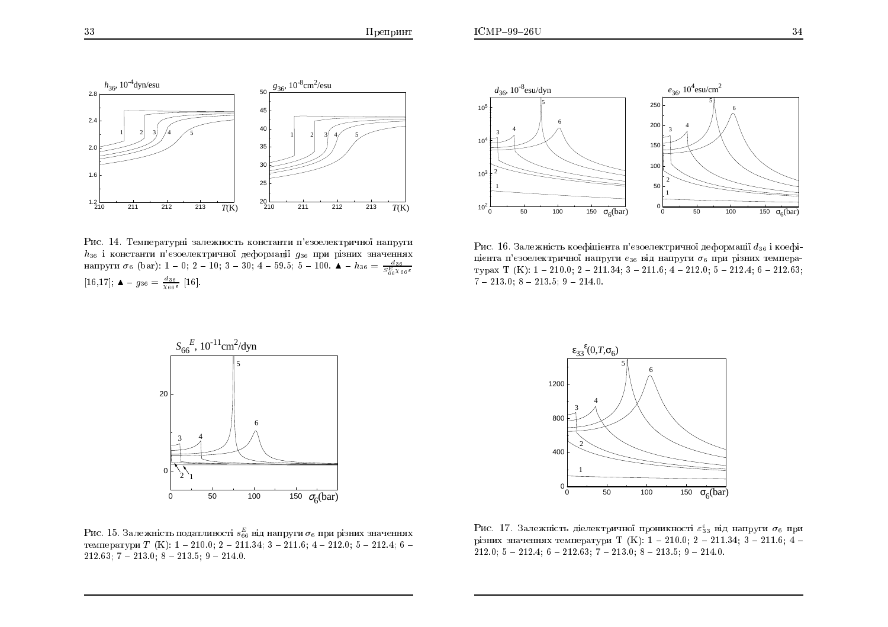Рис. 14. Температурні залежность константи п'єзоелектричної напруги $h_{36}$ і константи п'єзоелектричної деформації $g_{36}$ при різних значеннях напруги $\sigma_6$ (bar): 1 – 0; 2 – 10; 3 – 30; 4 – 59.5; 5 – 100. ▲ – $h_{36} = \frac{d_{36}}{S_{66}^E \chi_{66}\varepsilon}$ [16,17]; ▲ – $g_{36} = \frac{d_{36}}{\chi_{66}\varepsilon}$ [16].

Рис. 15. Залежність податливості $s_{66}^E$ від напруги $\sigma_6$ при різних значеннях температури $T$ (K): 1 – 210.0; 2 – 211.34; 3 – 211.6; 4 – 212.0; 5 – 212.4; 6 – 212.63; 7 – 213.0; 8 – 213.5; 9 – 214.0.

Рис. 16. Залежність коефіцієнта п'єзоелектричної деформації $d_{36}$ і коефіцієнта п'єзоелектричної напруги $e_{36}$ від напруги $\sigma_6$ при різних температурах T (K): 1 – 210.0; 2 – 211.34; 3 – 211.6; 4 – 212.0; 5 – 212.4; 6 – 212.63; 7 – 213.0; 8 – 213.5; 9 – 214.0.

Рис. 17. Залежність діелектричної проникності $\varepsilon_{33}^{\varepsilon}$ від напруги $\sigma_6$ при різних значеннях температури T (K): 1 – 210.0; 2 – 211.34; 3 – 211.6; 4 – 212.0; 5 – 212.4; 6 – 212.63; 7 – 213.0; 8 – 213.5; 9 – 214.0.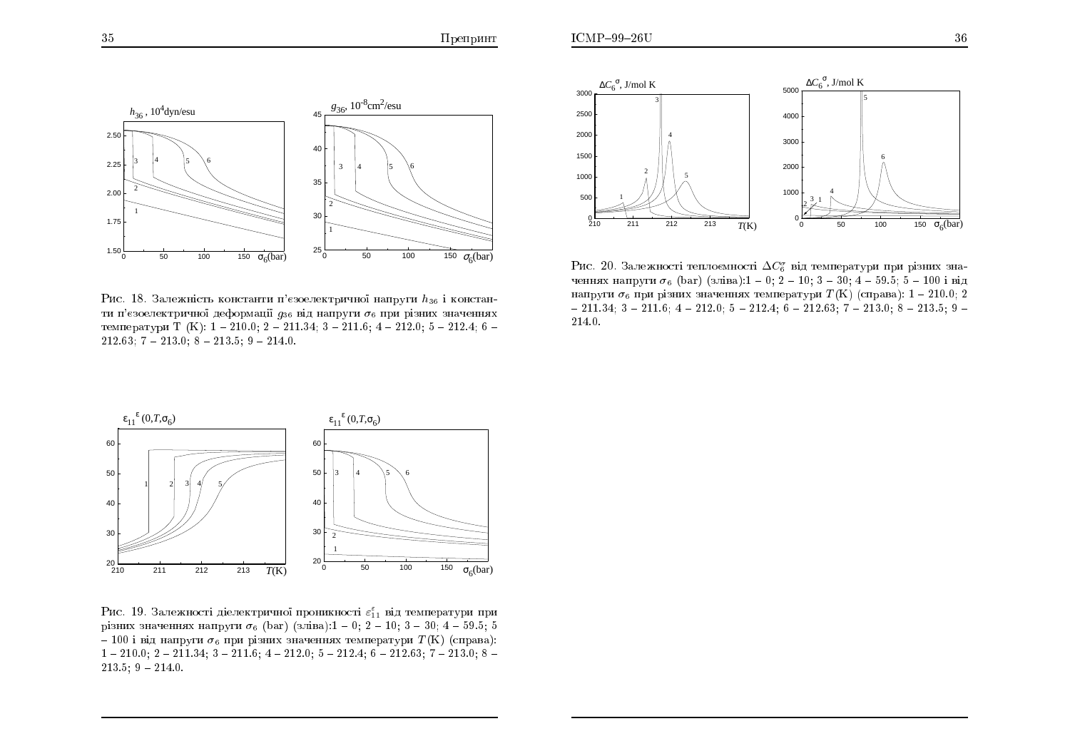Рис. 18. Залежність константи п'єзоелектричної напруги $h_{36}$ і константи п'єзоелектричної деформації $g_{36}$ від напруги $\sigma_6$ при різних значеннях температури T (K): 1 – 210.0; 2 – 211.34; 3 – 211.6; 4 – 212.0; 5 – 212.4; 6 – 212.63; 7 – 213.0; 8 – 213.5; 9 – 214.0.

Рис. 19. Залежності діелектричної проникності $\varepsilon_{11}^{\varepsilon}$ від температури при різних значеннях напруги $\sigma_6$ (bar) (зліва):1 – 0; 2 – 10; 3 – 30; 4 – 59.5; 5 – 100 і від напруги $\sigma_6$ при різних значеннях температури $T$(K) (справа): 1 – 210.0; 2 – 211.34; 3 – 211.6; 4 – 212.0; 5 – 212.4; 6 – 212.63; 7 – 213.0; 8 – 213.5; 9 – 214.0.

Рис. 20. Залежності теплоємності $\Delta C_6^{\sigma}$ від температури при різних значеннях напруги $\sigma_6$ (bar) (зліва):1 – 0; 2 – 10; 3 – 30; 4 – 59.5; 5 – 100 і від напруги $\sigma_6$ при різних значеннях температури $T$(K) (справа): 1 – 210.0; 2 – 211.34; 3 – 211.6; 4 – 212.0; 5 – 212.4; 6 – 212.63; 7 – 213.0; 8 – 213.5; 9 – 214.0.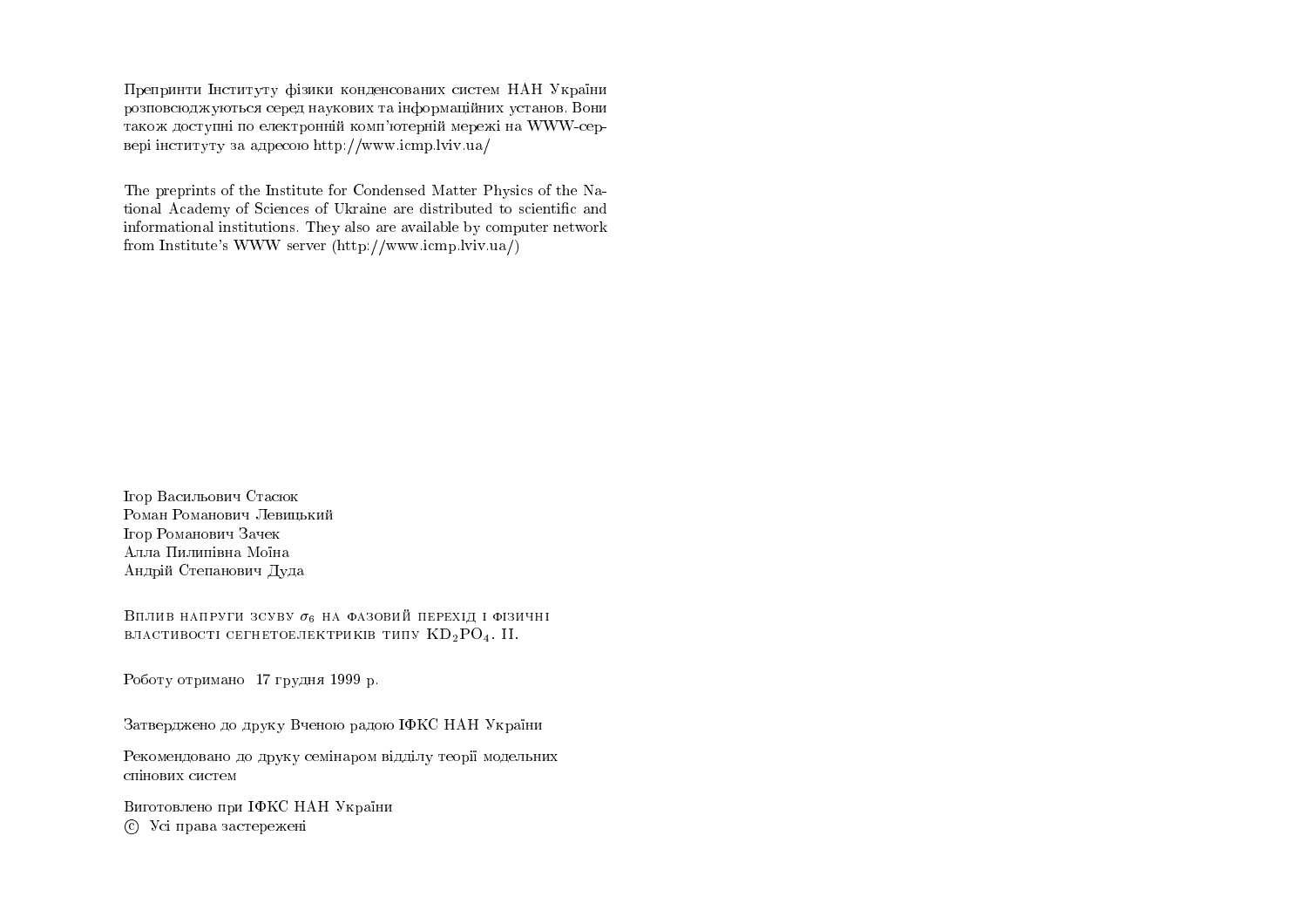Препринти Інституту фізики конденсованих систем НАН України розповсюджуються серед наукових та інформаційних установ. Вони також доступні по електронній комп'ютерній мережі на WWW-сервері інституту за адресою http://www.icmp.lviv.ua/

The preprints of the Institute for Condensed Matter Physics of the National Academy of Sciences of Ukraine are distributed to scientific and informational institutions. They also are available by computer network from Institute's WWW server (http://www.icmp.lviv.ua/)

Ігор Васильович Стасюк
Роман Романович Левицький
Ігор Романович Зачек
Алла Пилипівна Моїна
Андрій Степанович Дуда

Вплив напруги зсуву $\sigma_6$ на фазовий перехід і фізичні властивості сегнетоелектриків типу $KD_2PO_4$. II.

Роботу отримано 17 грудня 1999 р.

Затверджено до друку Вченою радою ІФКС НАН України

Рекомендовано до друку семінаром відділу теорії модельних спінових систем

Виготовлено при ІФКС НАН України
© Усі права застережені